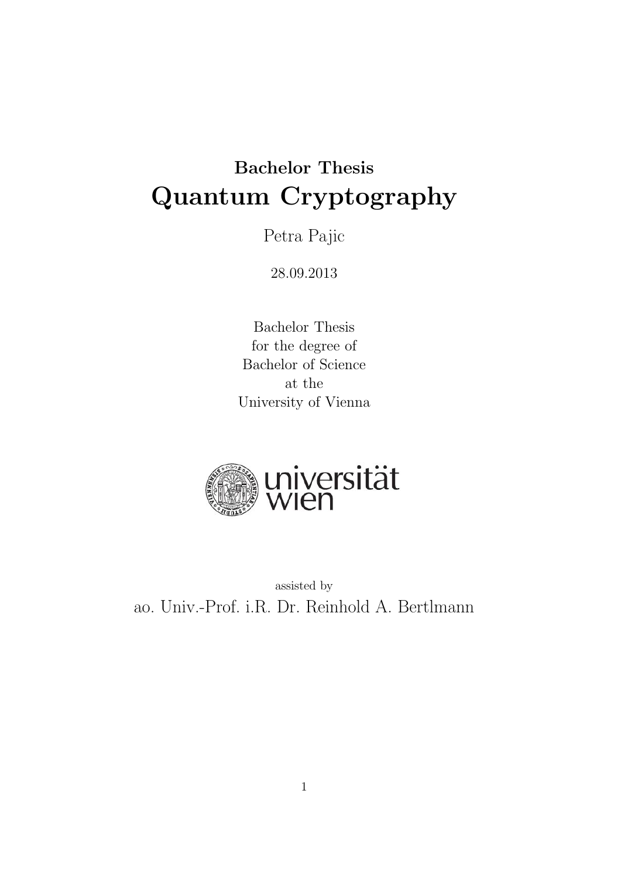**Bachelor Thesis**

# Quantum Cryptography

Petra Pajic

28.09.2013

Bachelor Thesis
for the degree of
Bachelor of Science
at the
University of Vienna

universität wien

assisted by

ao. Univ.-Prof. i.R. Dr. Reinhold A. Bertlmann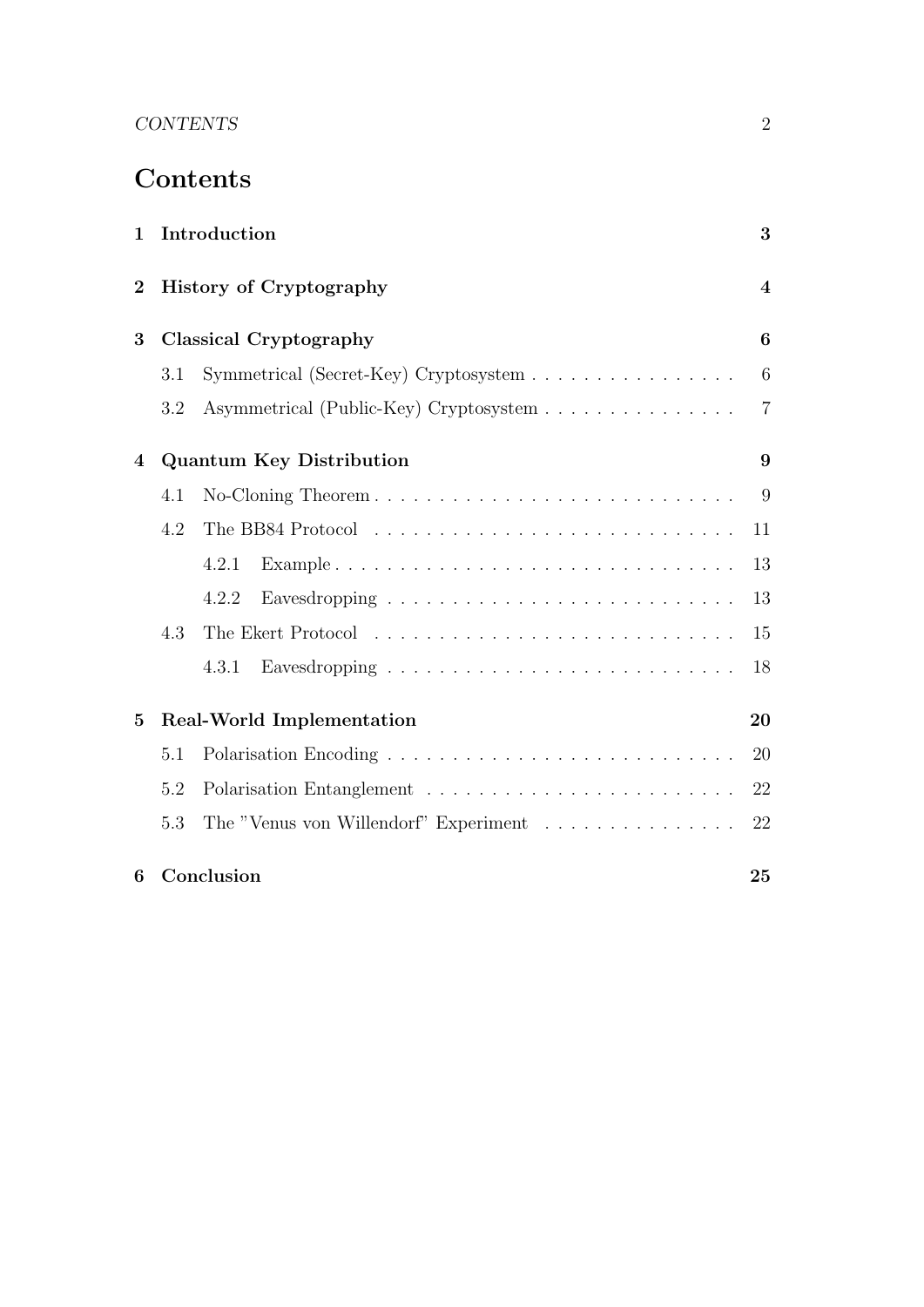# Contents

| | | |
|---|---|---|
| **1** | **Introduction** | **3** |
| **2** | **History of Cryptography** | **4** |
| **3** | **Classical Cryptography** | **6** |
| | 3.1 Symmetrical (Secret-Key) Cryptosystem | 6 |
| | 3.2 Asymmetrical (Public-Key) Cryptosystem | 7 |
| **4** | **Quantum Key Distribution** | **9** |
| | 4.1 No-Cloning Theorem | 9 |
| | 4.2 The BB84 Protocol | 11 |
| | 4.2.1 Example | 13 |
| | 4.2.2 Eavesdropping | 13 |
| | 4.3 The Ekert Protocol | 15 |
| | 4.3.1 Eavesdropping | 18 |
| **5** | **Real-World Implementation** | **20** |
| | 5.1 Polarisation Encoding | 20 |
| | 5.2 Polarisation Entanglement | 22 |
| | 5.3 The "Venus von Willendorf" Experiment | 22 |
| **6** | **Conclusion** | **25** |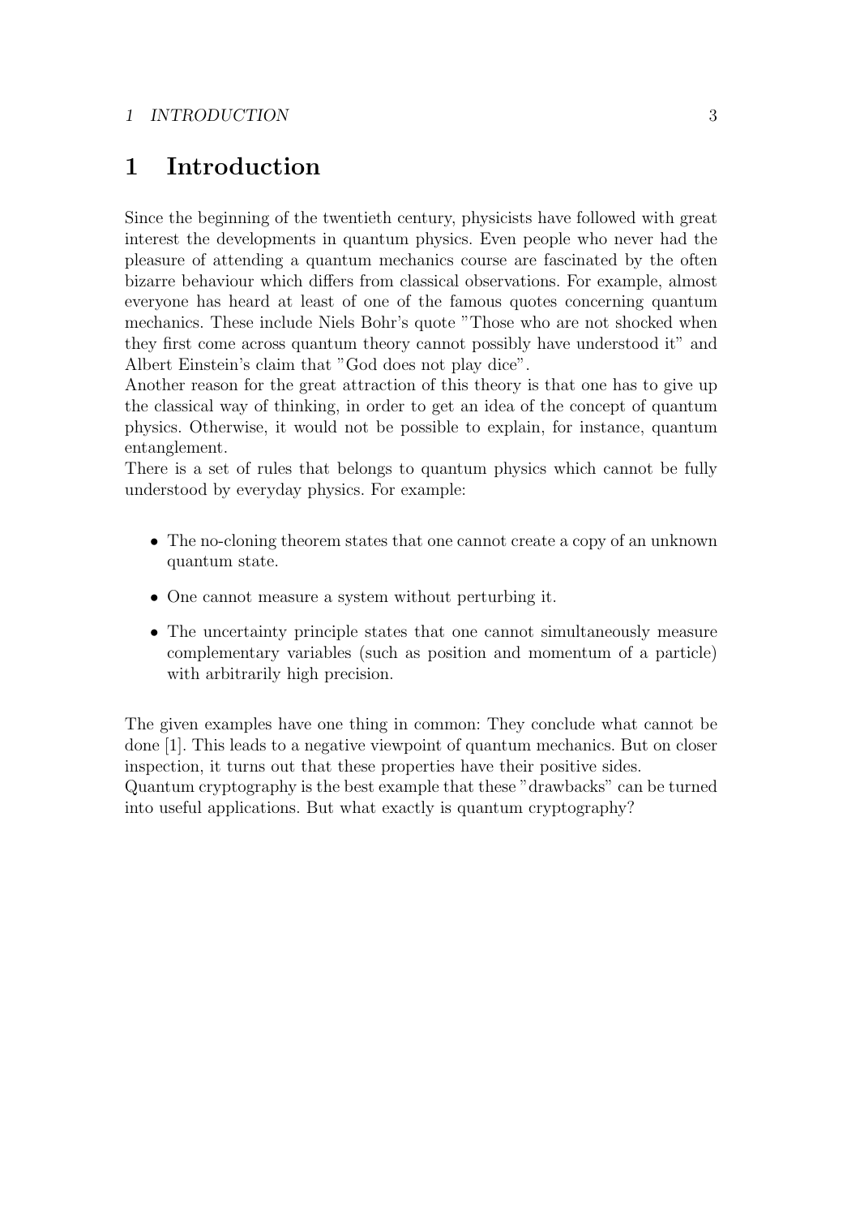# 1 Introduction

Since the beginning of the twentieth century, physicists have followed with great interest the developments in quantum physics. Even people who never had the pleasure of attending a quantum mechanics course are fascinated by the often bizarre behaviour which differs from classical observations. For example, almost everyone has heard at least of one of the famous quotes concerning quantum mechanics. These include Niels Bohr's quote "Those who are not shocked when they first come across quantum theory cannot possibly have understood it" and Albert Einstein's claim that "God does not play dice".
Another reason for the great attraction of this theory is that one has to give up the classical way of thinking, in order to get an idea of the concept of quantum physics. Otherwise, it would not be possible to explain, for instance, quantum entanglement.
There is a set of rules that belongs to quantum physics which cannot be fully understood by everyday physics. For example:

- The no-cloning theorem states that one cannot create a copy of an unknown quantum state.
- One cannot measure a system without perturbing it.
- The uncertainty principle states that one cannot simultaneously measure complementary variables (such as position and momentum of a particle) with arbitrarily high precision.

The given examples have one thing in common: They conclude what cannot be done [1]. This leads to a negative viewpoint of quantum mechanics. But on closer inspection, it turns out that these properties have their positive sides.
Quantum cryptography is the best example that these "drawbacks" can be turned into useful applications. But what exactly is quantum cryptography?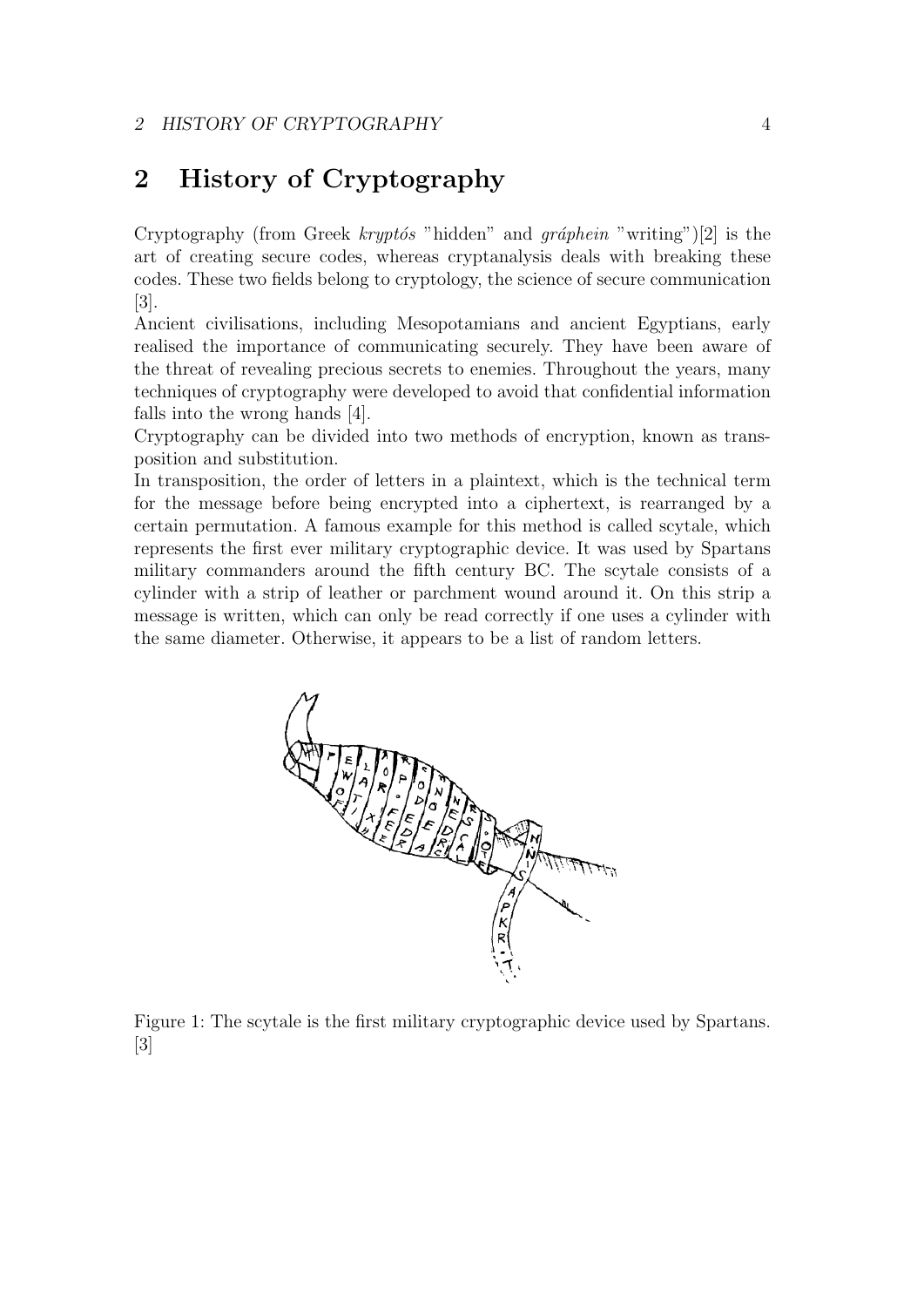# 2 History of Cryptography

Cryptography (from Greek *kryptós* "hidden" and *gráphein* "writing")[2] is the art of creating secure codes, whereas cryptanalysis deals with breaking these codes. These two fields belong to cryptology, the science of secure communication [3].

Ancient civilisations, including Mesopotamians and ancient Egyptians, early realised the importance of communicating securely. They have been aware of the threat of revealing precious secrets to enemies. Throughout the years, many techniques of cryptography were developed to avoid that confidential information falls into the wrong hands [4].

Cryptography can be divided into two methods of encryption, known as transposition and substitution.

In transposition, the order of letters in a plaintext, which is the technical term for the message before being encrypted into a ciphertext, is rearranged by a certain permutation. A famous example for this method is called scytale, which represents the first ever military cryptographic device. It was used by Spartans military commanders around the fifth century BC. The scytale consists of a cylinder with a strip of leather or parchment wound around it. On this strip a message is written, which can only be read correctly if one uses a cylinder with the same diameter. Otherwise, it appears to be a list of random letters.

Figure 1: The scytale is the first military cryptographic device used by Spartans. [3]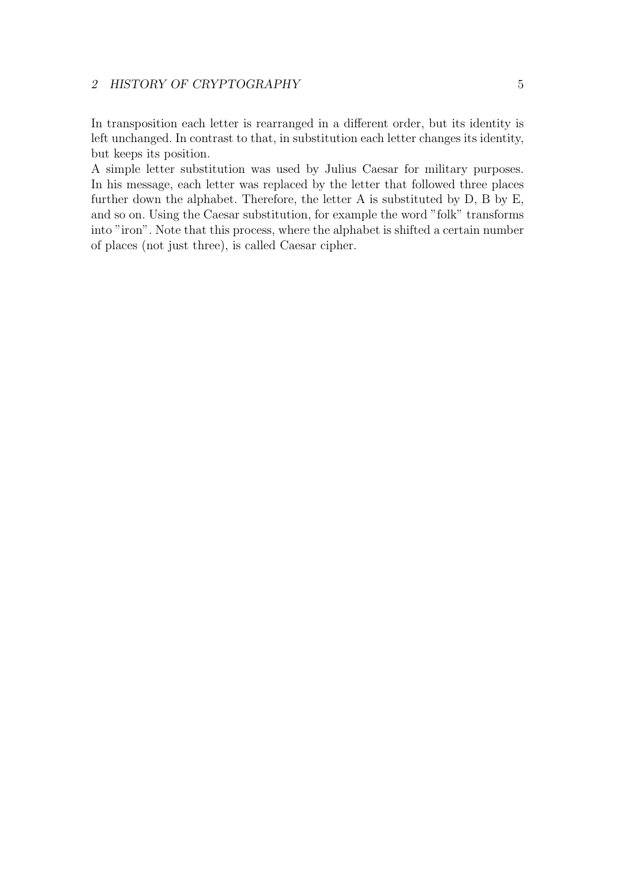In transposition each letter is rearranged in a different order, but its identity is left unchanged. In contrast to that, in substitution each letter changes its identity, but keeps its position.

A simple letter substitution was used by Julius Caesar for military purposes. In his message, each letter was replaced by the letter that followed three places further down the alphabet. Therefore, the letter A is substituted by D, B by E, and so on. Using the Caesar substitution, for example the word "folk" transforms into "iron". Note that this process, where the alphabet is shifted a certain number of places (not just three), is called Caesar cipher.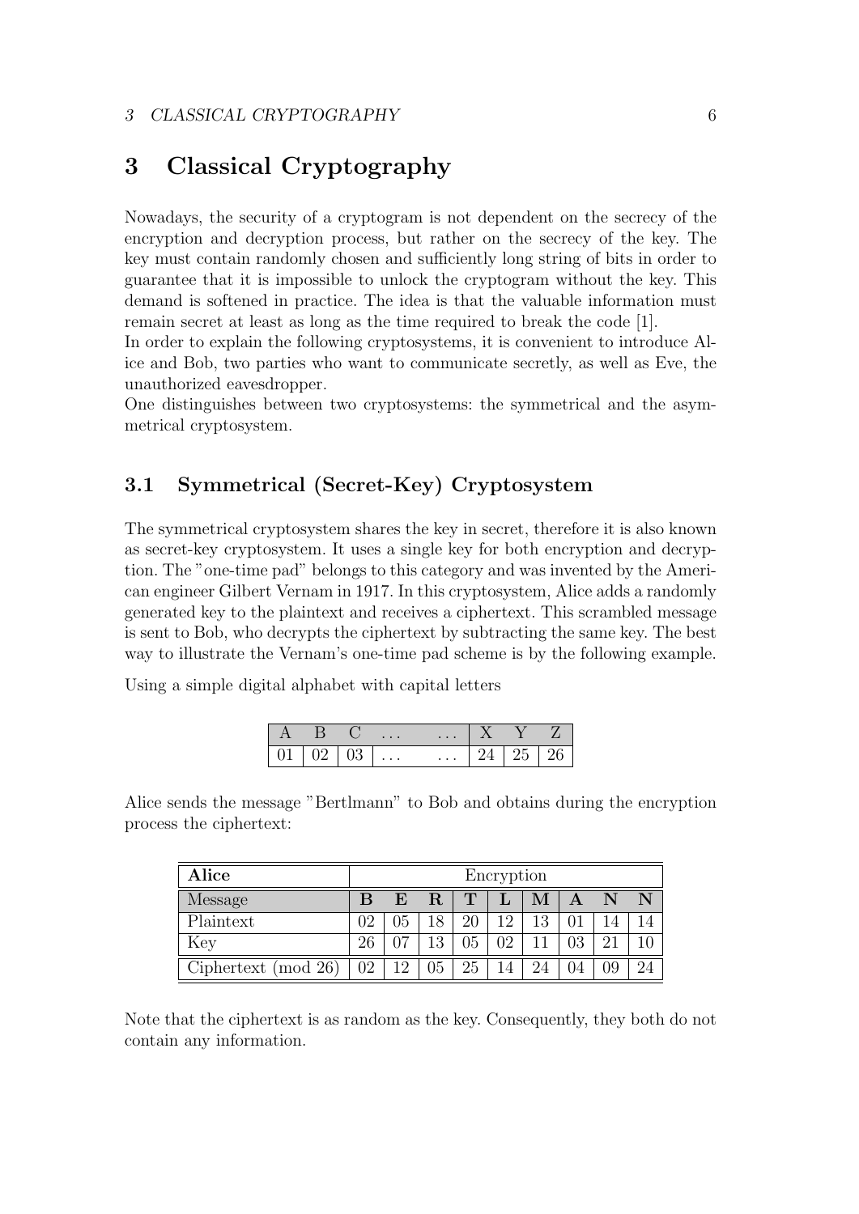# 3 Classical Cryptography

Nowadays, the security of a cryptogram is not dependent on the secrecy of the encryption and decryption process, but rather on the secrecy of the key. The key must contain randomly chosen and sufficiently long string of bits in order to guarantee that it is impossible to unlock the cryptogram without the key. This demand is softened in practice. The idea is that the valuable information must remain secret at least as long as the time required to break the code [1].

In order to explain the following cryptosystems, it is convenient to introduce Alice and Bob, two parties who want to communicate secretly, as well as Eve, the unauthorized eavesdropper.

One distinguishes between two cryptosystems: the symmetrical and the asymmetrical cryptosystem.

## 3.1 Symmetrical (Secret-Key) Cryptosystem

The symmetrical cryptosystem shares the key in secret, therefore it is also known as secret-key cryptosystem. It uses a single key for both encryption and decryption. The "one-time pad" belongs to this category and was invented by the American engineer Gilbert Vernam in 1917. In this cryptosystem, Alice adds a randomly generated key to the plaintext and receives a ciphertext. This scrambled message is sent to Bob, who decrypts the ciphertext by subtracting the same key. The best way to illustrate the Vernam's one-time pad scheme is by the following example.

Using a simple digital alphabet with capital letters

| A | B | C | ... | ... | X | Y | Z |
|---|---|---|---|---|---|---|---|
| 01 | 02 | 03 | ... | ... | 24 | 25 | 26 |

Alice sends the message "Bertlmann" to Bob and obtains during the encryption process the ciphertext:

| **Alice** | Encryption | | | | | | | | |
|---|---|---|---|---|---|---|---|---|---|
| Message | **B** | **E** | **R** | **T** | **L** | **M** | **A** | **N** | **N** |
| Plaintext | 02 | 05 | 18 | 20 | 12 | 13 | 01 | 14 | 14 |
| Key | 26 | 07 | 13 | 05 | 02 | 11 | 03 | 21 | 10 |
| Ciphertext (mod 26) | 02 | 12 | 05 | 25 | 14 | 24 | 04 | 09 | 24 |

Note that the ciphertext is as random as the key. Consequently, they both do not contain any information.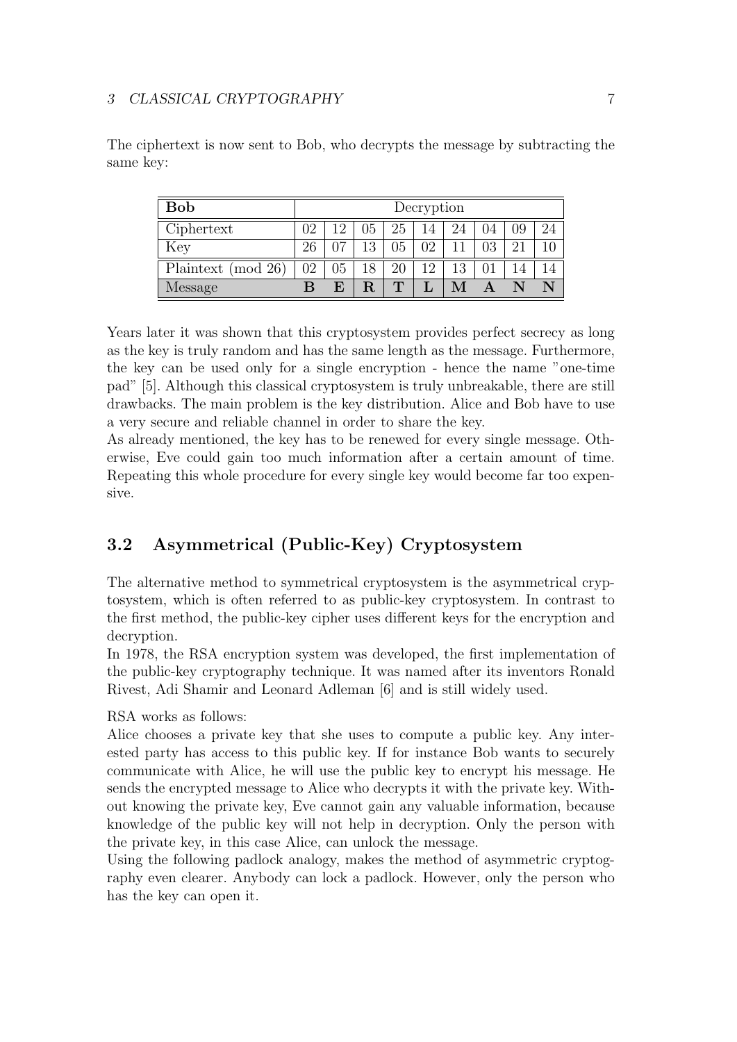The ciphertext is now sent to Bob, who decrypts the message by subtracting the same key:

| **Bob** | Decryption | | | | | | | | |
|---|---|---|---|---|---|---|---|---|---|
| Ciphertext | 02 | 12 | 05 | 25 | 14 | 24 | 04 | 09 | 24 |
| Key | 26 | 07 | 13 | 05 | 02 | 11 | 03 | 21 | 10 |
| Plaintext (mod 26) | 02 | 05 | 18 | 20 | 12 | 13 | 01 | 14 | 14 |
| Message | **B** | **E** | **R** | **T** | **L** | **M** | **A** | **N** | **N** |

Years later it was shown that this cryptosystem provides perfect secrecy as long as the key is truly random and has the same length as the message. Furthermore, the key can be used only for a single encryption - hence the name "one-time pad" [5]. Although this classical cryptosystem is truly unbreakable, there are still drawbacks. The main problem is the key distribution. Alice and Bob have to use a very secure and reliable channel in order to share the key.
As already mentioned, the key has to be renewed for every single message. Otherwise, Eve could gain too much information after a certain amount of time. Repeating this whole procedure for every single key would become far too expensive.

## 3.2 Asymmetrical (Public-Key) Cryptosystem

The alternative method to symmetrical cryptosystem is the asymmetrical cryptosystem, which is often referred to as public-key cryptosystem. In contrast to the first method, the public-key cipher uses different keys for the encryption and decryption.
In 1978, the RSA encryption system was developed, the first implementation of the public-key cryptography technique. It was named after its inventors Ronald Rivest, Adi Shamir and Leonard Adleman [6] and is still widely used.

RSA works as follows:
Alice chooses a private key that she uses to compute a public key. Any interested party has access to this public key. If for instance Bob wants to securely communicate with Alice, he will use the public key to encrypt his message. He sends the encrypted message to Alice who decrypts it with the private key. Without knowing the private key, Eve cannot gain any valuable information, because knowledge of the public key will not help in decryption. Only the person with the private key, in this case Alice, can unlock the message.
Using the following padlock analogy, makes the method of asymmetric cryptography even clearer. Anybody can lock a padlock. However, only the person who has the key can open it.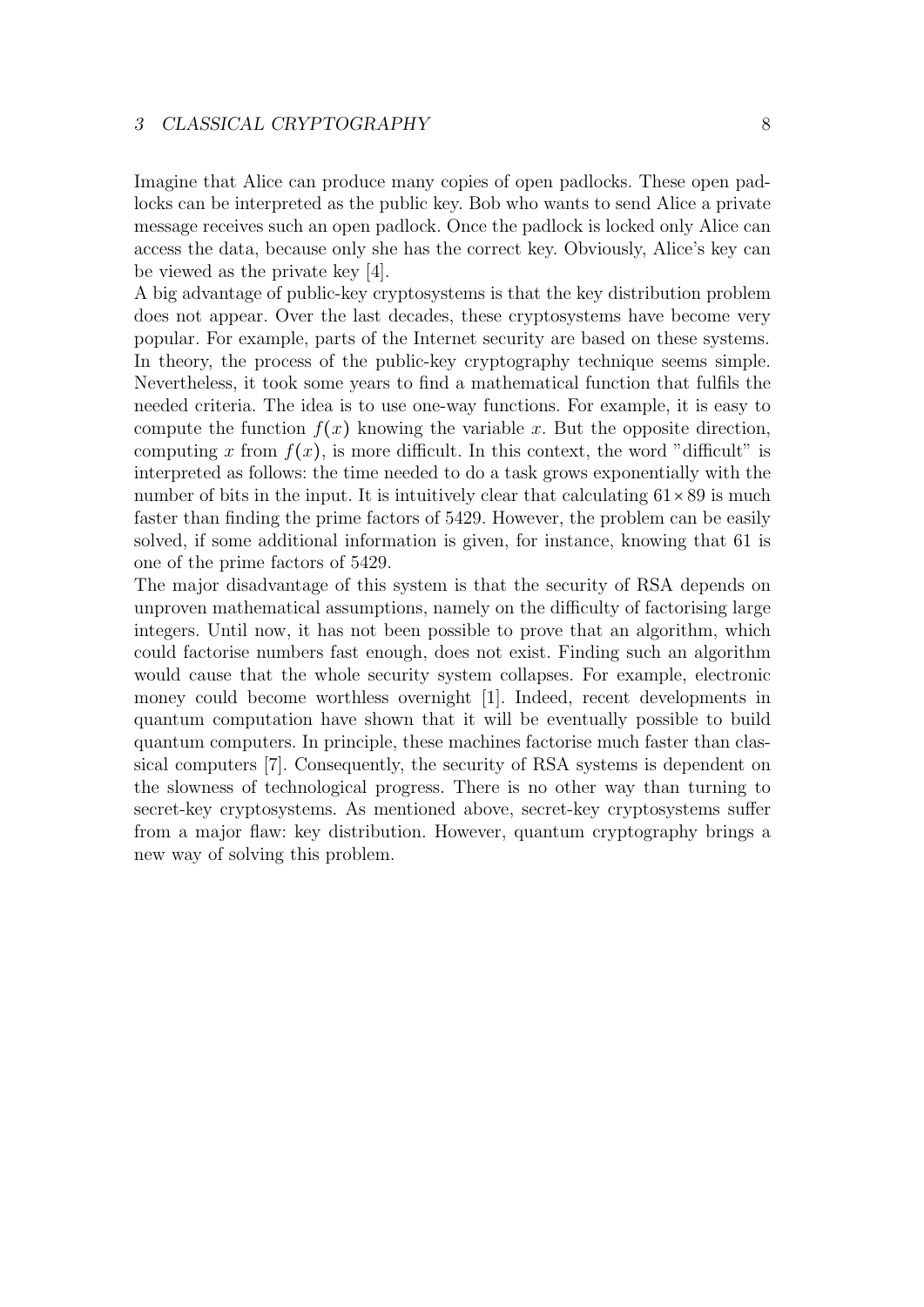Imagine that Alice can produce many copies of open padlocks. These open padlocks can be interpreted as the public key. Bob who wants to send Alice a private message receives such an open padlock. Once the padlock is locked only Alice can access the data, because only she has the correct key. Obviously, Alice's key can be viewed as the private key [4].

A big advantage of public-key cryptosystems is that the key distribution problem does not appear. Over the last decades, these cryptosystems have become very popular. For example, parts of the Internet security are based on these systems. In theory, the process of the public-key cryptography technique seems simple. Nevertheless, it took some years to find a mathematical function that fulfils the needed criteria. The idea is to use one-way functions. For example, it is easy to compute the function $f(x)$ knowing the variable $x$. But the opposite direction, computing $x$ from $f(x)$, is more difficult. In this context, the word "difficult" is interpreted as follows: the time needed to do a task grows exponentially with the number of bits in the input. It is intuitively clear that calculating $61 \times 89$ is much faster than finding the prime factors of 5429. However, the problem can be easily solved, if some additional information is given, for instance, knowing that 61 is one of the prime factors of 5429.

The major disadvantage of this system is that the security of RSA depends on unproven mathematical assumptions, namely on the difficulty of factorising large integers. Until now, it has not been possible to prove that an algorithm, which could factorise numbers fast enough, does not exist. Finding such an algorithm would cause that the whole security system collapses. For example, electronic money could become worthless overnight [1]. Indeed, recent developments in quantum computation have shown that it will be eventually possible to build quantum computers. In principle, these machines factorise much faster than classical computers [7]. Consequently, the security of RSA systems is dependent on the slowness of technological progress. There is no other way than turning to secret-key cryptosystems. As mentioned above, secret-key cryptosystems suffer from a major flaw: key distribution. However, quantum cryptography brings a new way of solving this problem.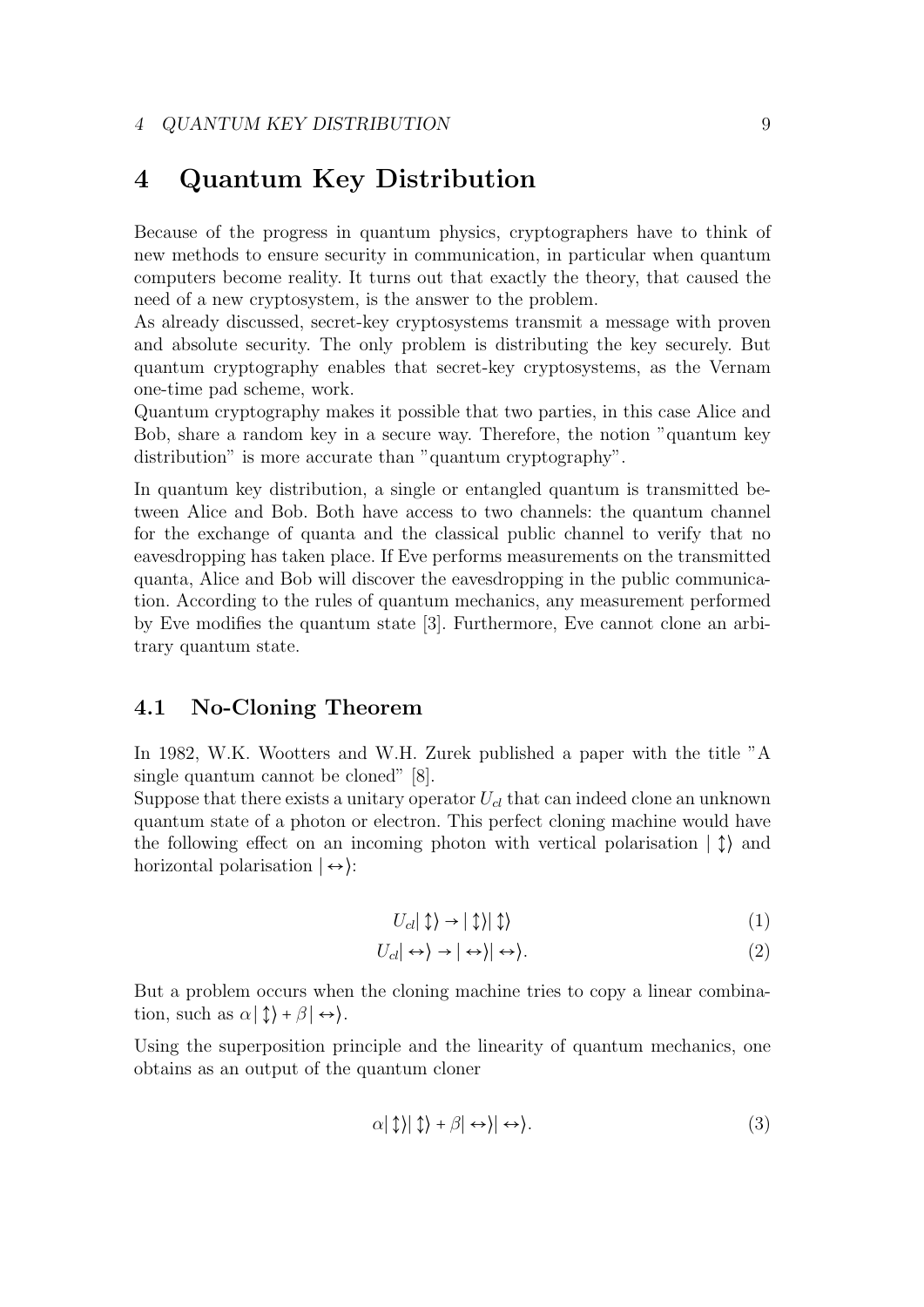# 4 Quantum Key Distribution

Because of the progress in quantum physics, cryptographers have to think of new methods to ensure security in communication, in particular when quantum computers become reality. It turns out that exactly the theory, that caused the need of a new cryptosystem, is the answer to the problem.
As already discussed, secret-key cryptosystems transmit a message with proven and absolute security. The only problem is distributing the key securely. But quantum cryptography enables that secret-key cryptosystems, as the Vernam one-time pad scheme, work.
Quantum cryptography makes it possible that two parties, in this case Alice and Bob, share a random key in a secure way. Therefore, the notion "quantum key distribution" is more accurate than "quantum cryptography".

In quantum key distribution, a single or entangled quantum is transmitted between Alice and Bob. Both have access to two channels: the quantum channel for the exchange of quanta and the classical public channel to verify that no eavesdropping has taken place. If Eve performs measurements on the transmitted quanta, Alice and Bob will discover the eavesdropping in the public communication. According to the rules of quantum mechanics, any measurement performed by Eve modifies the quantum state [3]. Furthermore, Eve cannot clone an arbitrary quantum state.

## 4.1 No-Cloning Theorem

In 1982, W.K. Wootters and W.H. Zurek published a paper with the title "A single quantum cannot be cloned" [8].
Suppose that there exists a unitary operator $U_{cl}$ that can indeed clone an unknown quantum state of a photon or electron. This perfect cloning machine would have the following effect on an incoming photon with vertical polarisation $|\updownarrow\rangle$ and horizontal polarisation $|\leftrightarrow\rangle$:

$$U_{cl}|\updownarrow\rangle \rightarrow |\updownarrow\rangle|\updownarrow\rangle \tag{1}$$

$$U_{cl}|\leftrightarrow\rangle \rightarrow |\leftrightarrow\rangle|\leftrightarrow\rangle. \tag{2}$$

But a problem occurs when the cloning machine tries to copy a linear combination, such as $\alpha|\updownarrow\rangle + \beta|\leftrightarrow\rangle$.

Using the superposition principle and the linearity of quantum mechanics, one obtains as an output of the quantum cloner

$$\alpha|\updownarrow\rangle|\updownarrow\rangle + \beta|\leftrightarrow\rangle|\leftrightarrow\rangle. \tag{3}$$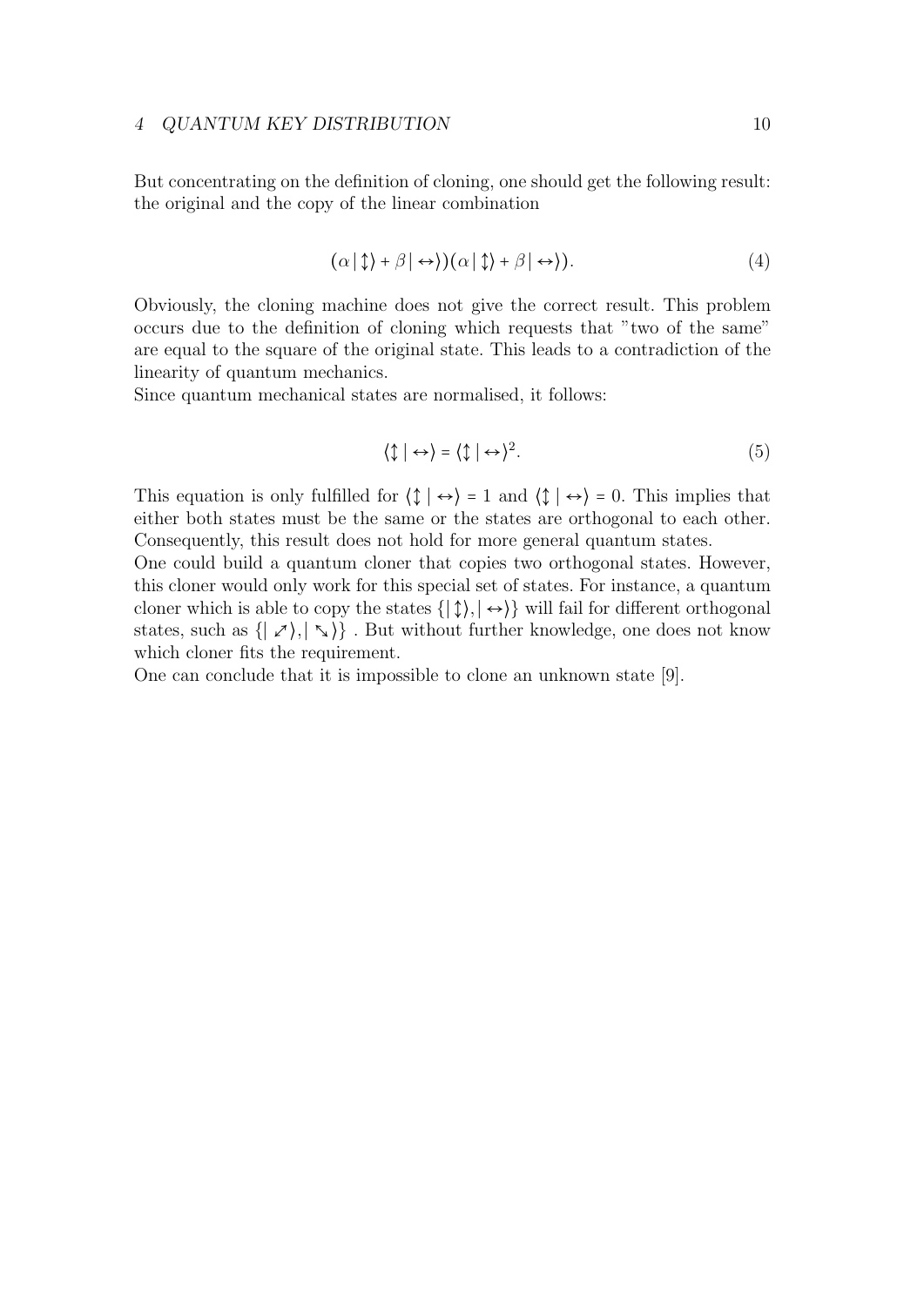But concentrating on the definition of cloning, one should get the following result: the original and the copy of the linear combination

$$(\alpha \,|\updownarrow\rangle + \beta \,|\leftrightarrow\rangle)(\alpha \,|\updownarrow\rangle + \beta \,|\leftrightarrow\rangle). \tag{4}$$

Obviously, the cloning machine does not give the correct result. This problem occurs due to the definition of cloning which requests that "two of the same" are equal to the square of the original state. This leads to a contradiction of the linearity of quantum mechanics.
Since quantum mechanical states are normalised, it follows:

$$\langle \updownarrow | \leftrightarrow \rangle = \langle \updownarrow | \leftrightarrow \rangle^2. \tag{5}$$

This equation is only fulfilled for $\langle \updownarrow | \leftrightarrow \rangle = 1$ and $\langle \updownarrow | \leftrightarrow \rangle = 0$. This implies that either both states must be the same or the states are orthogonal to each other. Consequently, this result does not hold for more general quantum states.
One could build a quantum cloner that copies two orthogonal states. However, this cloner would only work for this special set of states. For instance, a quantum cloner which is able to copy the states $\{|\updownarrow\rangle, |\leftrightarrow\rangle\}$ will fail for different orthogonal states, such as $\{|\nearrow\!\!\!\!\swarrow\rangle, |\nwarrow\!\!\!\!\searrow\rangle\}$ . But without further knowledge, one does not know which cloner fits the requirement.
One can conclude that it is impossible to clone an unknown state [9].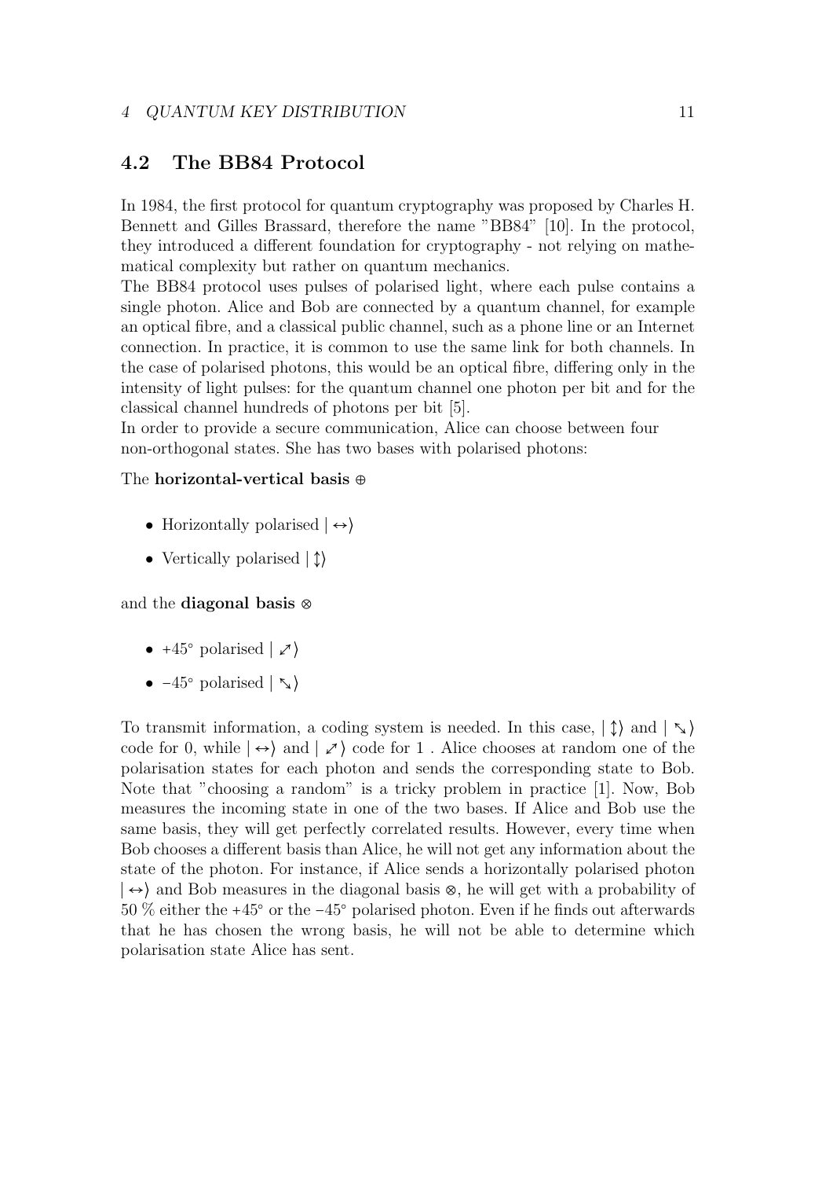## 4.2 The BB84 Protocol

In 1984, the first protocol for quantum cryptography was proposed by Charles H. Bennett and Gilles Brassard, therefore the name "BB84" [10]. In the protocol, they introduced a different foundation for cryptography - not relying on mathematical complexity but rather on quantum mechanics.

The BB84 protocol uses pulses of polarised light, where each pulse contains a single photon. Alice and Bob are connected by a quantum channel, for example an optical fibre, and a classical public channel, such as a phone line or an Internet connection. In practice, it is common to use the same link for both channels. In the case of polarised photons, this would be an optical fibre, differing only in the intensity of light pulses: for the quantum channel one photon per bit and for the classical channel hundreds of photons per bit [5].

In order to provide a secure communication, Alice can choose between four non-orthogonal states. She has two bases with polarised photons:

The **horizontal-vertical basis** $\oplus$

- Horizontally polarised $|\leftrightarrow\rangle$
- Vertically polarised $|\updownarrow\rangle$

and the **diagonal basis** $\otimes$

- +45° polarised $|\swarrow\!\!\!\nearrow\rangle$
- −45° polarised $|\nwarrow\!\!\!\searrow\rangle$

To transmit information, a coding system is needed. In this case, $|\updownarrow\rangle$ and $|\nwarrow\!\!\!\searrow\rangle$ code for 0, while $|\leftrightarrow\rangle$ and $|\swarrow\!\!\!\nearrow\rangle$ code for 1 . Alice chooses at random one of the polarisation states for each photon and sends the corresponding state to Bob. Note that "choosing a random" is a tricky problem in practice [1]. Now, Bob measures the incoming state in one of the two bases. If Alice and Bob use the same basis, they will get perfectly correlated results. However, every time when Bob chooses a different basis than Alice, he will not get any information about the state of the photon. For instance, if Alice sends a horizontally polarised photon $|\leftrightarrow\rangle$ and Bob measures in the diagonal basis $\otimes$, he will get with a probability of 50 % either the +45° or the −45° polarised photon. Even if he finds out afterwards that he has chosen the wrong basis, he will not be able to determine which polarisation state Alice has sent.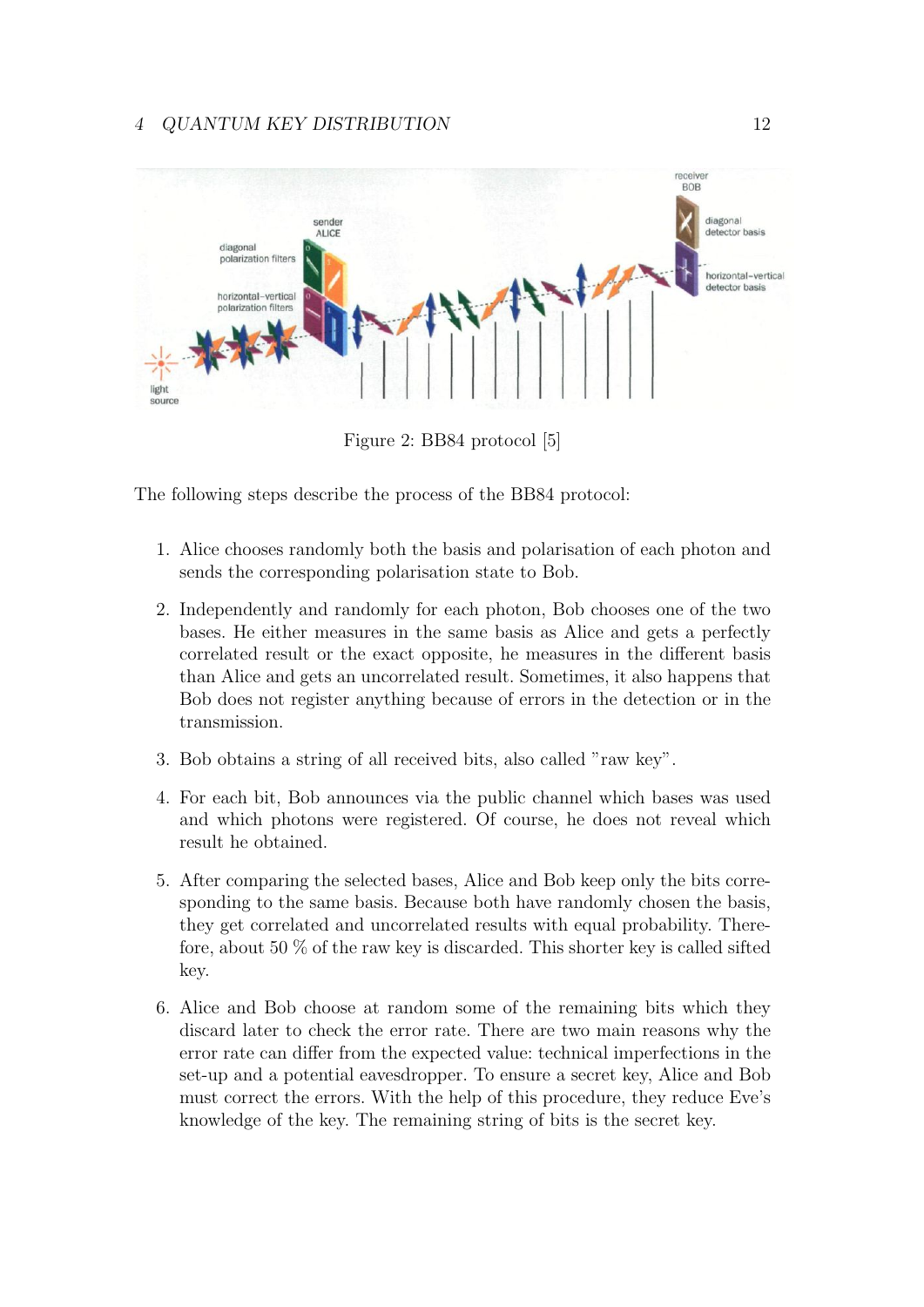Figure 2: BB84 protocol [5]

The following steps describe the process of the BB84 protocol:

1. Alice chooses randomly both the basis and polarisation of each photon and sends the corresponding polarisation state to Bob.
2. Independently and randomly for each photon, Bob chooses one of the two bases. He either measures in the same basis as Alice and gets a perfectly correlated result or the exact opposite, he measures in the different basis than Alice and gets an uncorrelated result. Sometimes, it also happens that Bob does not register anything because of errors in the detection or in the transmission.
3. Bob obtains a string of all received bits, also called "raw key".
4. For each bit, Bob announces via the public channel which bases was used and which photons were registered. Of course, he does not reveal which result he obtained.
5. After comparing the selected bases, Alice and Bob keep only the bits corresponding to the same basis. Because both have randomly chosen the basis, they get correlated and uncorrelated results with equal probability. Therefore, about 50 % of the raw key is discarded. This shorter key is called sifted key.
6. Alice and Bob choose at random some of the remaining bits which they discard later to check the error rate. There are two main reasons why the error rate can differ from the expected value: technical imperfections in the set-up and a potential eavesdropper. To ensure a secret key, Alice and Bob must correct the errors. With the help of this procedure, they reduce Eve's knowledge of the key. The remaining string of bits is the secret key.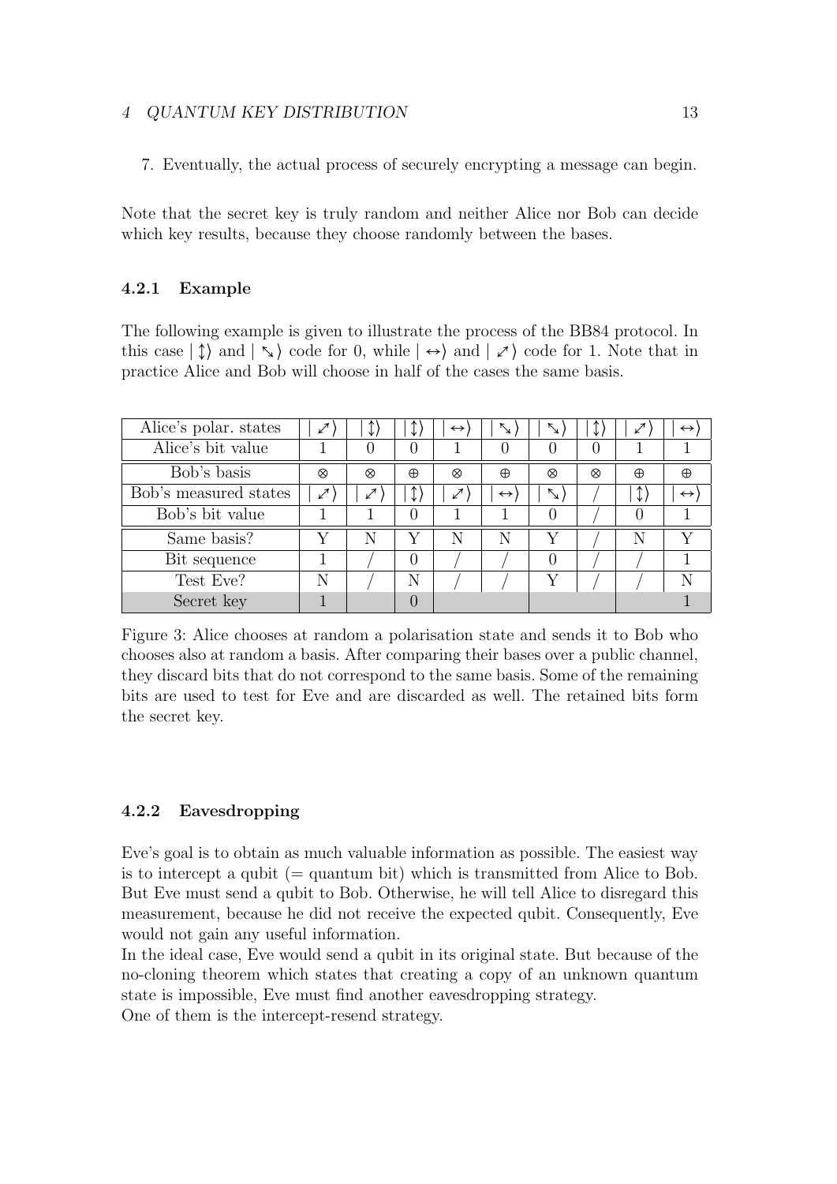7. Eventually, the actual process of securely encrypting a message can begin.

Note that the secret key is truly random and neither Alice nor Bob can decide which key results, because they choose randomly between the bases.

### 4.2.1 Example

The following example is given to illustrate the process of the BB84 protocol. In this case $|\updownarrow\rangle$ and $|\searrow\rangle$ code for 0, while $|\leftrightarrow\rangle$ and $|\nearrow\rangle$ code for 1. Note that in practice Alice and Bob will choose in half of the cases the same basis.

| Alice's polar. states | $\lvert\nearrow\rangle$ | $\lvert\updownarrow\rangle$ | $\lvert\updownarrow\rangle$ | $\lvert\leftrightarrow\rangle$ | $\lvert\searrow\rangle$ | $\lvert\searrow\rangle$ | $\lvert\updownarrow\rangle$ | $\lvert\nearrow\rangle$ | $\lvert\leftrightarrow\rangle$ |
|---|---|---|---|---|---|---|---|---|---|
| Alice's bit value | 1 | 0 | 0 | 1 | 0 | 0 | 0 | 1 | 1 |
| Bob's basis | $\otimes$ | $\otimes$ | $\oplus$ | $\otimes$ | $\oplus$ | $\otimes$ | $\otimes$ | $\oplus$ | $\oplus$ |
| Bob's measured states | $\lvert\nearrow\rangle$ | $\lvert\nearrow\rangle$ | $\lvert\updownarrow\rangle$ | $\lvert\nearrow\rangle$ | $\lvert\leftrightarrow\rangle$ | $\lvert\searrow\rangle$ | / | $\lvert\updownarrow\rangle$ | $\lvert\leftrightarrow\rangle$ |
| Bob's bit value | 1 | 1 | 0 | 1 | 1 | 0 | / | 0 | 1 |
| Same basis? | Y | N | Y | N | N | Y | / | N | Y |
| Bit sequence | 1 | / | 0 | / | / | 0 | / | / | 1 |
| Test Eve? | N | / | N | / | / | Y | / | / | N |
| Secret key | 1 | | 0 | | | | | | 1 |

Figure 3: Alice chooses at random a polarisation state and sends it to Bob who chooses also at random a basis. After comparing their bases over a public channel, they discard bits that do not correspond to the same basis. Some of the remaining bits are used to test for Eve and are discarded as well. The retained bits form the secret key.

### 4.2.2 Eavesdropping

Eve's goal is to obtain as much valuable information as possible. The easiest way is to intercept a qubit (= quantum bit) which is transmitted from Alice to Bob. But Eve must send a qubit to Bob. Otherwise, he will tell Alice to disregard this measurement, because he did not receive the expected qubit. Consequently, Eve would not gain any useful information.
In the ideal case, Eve would send a qubit in its original state. But because of the no-cloning theorem which states that creating a copy of an unknown quantum state is impossible, Eve must find another eavesdropping strategy.
One of them is the intercept-resend strategy.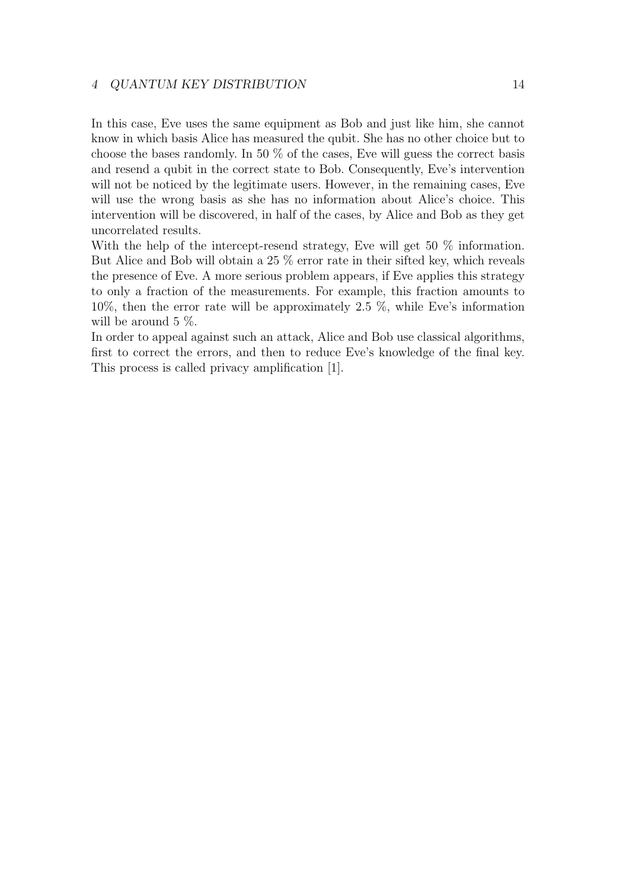In this case, Eve uses the same equipment as Bob and just like him, she cannot know in which basis Alice has measured the qubit. She has no other choice but to choose the bases randomly. In 50 % of the cases, Eve will guess the correct basis and resend a qubit in the correct state to Bob. Consequently, Eve's intervention will not be noticed by the legitimate users. However, in the remaining cases, Eve will use the wrong basis as she has no information about Alice's choice. This intervention will be discovered, in half of the cases, by Alice and Bob as they get uncorrelated results.

With the help of the intercept-resend strategy, Eve will get 50 % information. But Alice and Bob will obtain a 25 % error rate in their sifted key, which reveals the presence of Eve. A more serious problem appears, if Eve applies this strategy to only a fraction of the measurements. For example, this fraction amounts to 10%, then the error rate will be approximately 2.5 %, while Eve's information will be around 5 %.

In order to appeal against such an attack, Alice and Bob use classical algorithms, first to correct the errors, and then to reduce Eve's knowledge of the final key. This process is called privacy amplification [1].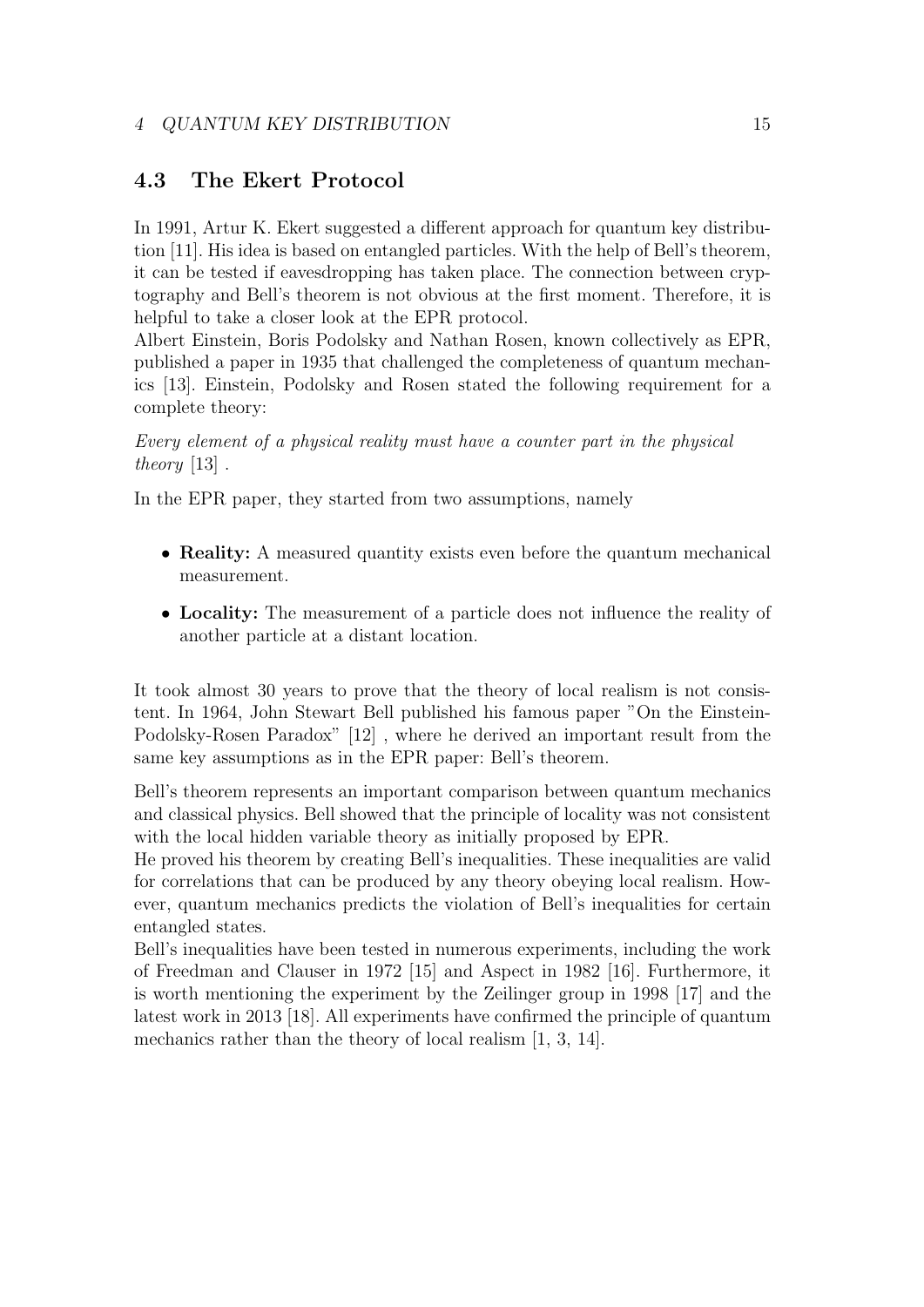## 4.3 The Ekert Protocol

In 1991, Artur K. Ekert suggested a different approach for quantum key distribution [11]. His idea is based on entangled particles. With the help of Bell's theorem, it can be tested if eavesdropping has taken place. The connection between cryptography and Bell's theorem is not obvious at the first moment. Therefore, it is helpful to take a closer look at the EPR protocol.
Albert Einstein, Boris Podolsky and Nathan Rosen, known collectively as EPR, published a paper in 1935 that challenged the completeness of quantum mechanics [13]. Einstein, Podolsky and Rosen stated the following requirement for a complete theory:

*Every element of a physical reality must have a counter part in the physical theory* [13] .

In the EPR paper, they started from two assumptions, namely

- **Reality:** A measured quantity exists even before the quantum mechanical measurement.
- **Locality:** The measurement of a particle does not influence the reality of another particle at a distant location.

It took almost 30 years to prove that the theory of local realism is not consistent. In 1964, John Stewart Bell published his famous paper "On the Einstein-Podolsky-Rosen Paradox" [12] , where he derived an important result from the same key assumptions as in the EPR paper: Bell's theorem.

Bell's theorem represents an important comparison between quantum mechanics and classical physics. Bell showed that the principle of locality was not consistent with the local hidden variable theory as initially proposed by EPR.
He proved his theorem by creating Bell's inequalities. These inequalities are valid for correlations that can be produced by any theory obeying local realism. However, quantum mechanics predicts the violation of Bell's inequalities for certain entangled states.
Bell's inequalities have been tested in numerous experiments, including the work of Freedman and Clauser in 1972 [15] and Aspect in 1982 [16]. Furthermore, it is worth mentioning the experiment by the Zeilinger group in 1998 [17] and the latest work in 2013 [18]. All experiments have confirmed the principle of quantum mechanics rather than the theory of local realism [1, 3, 14].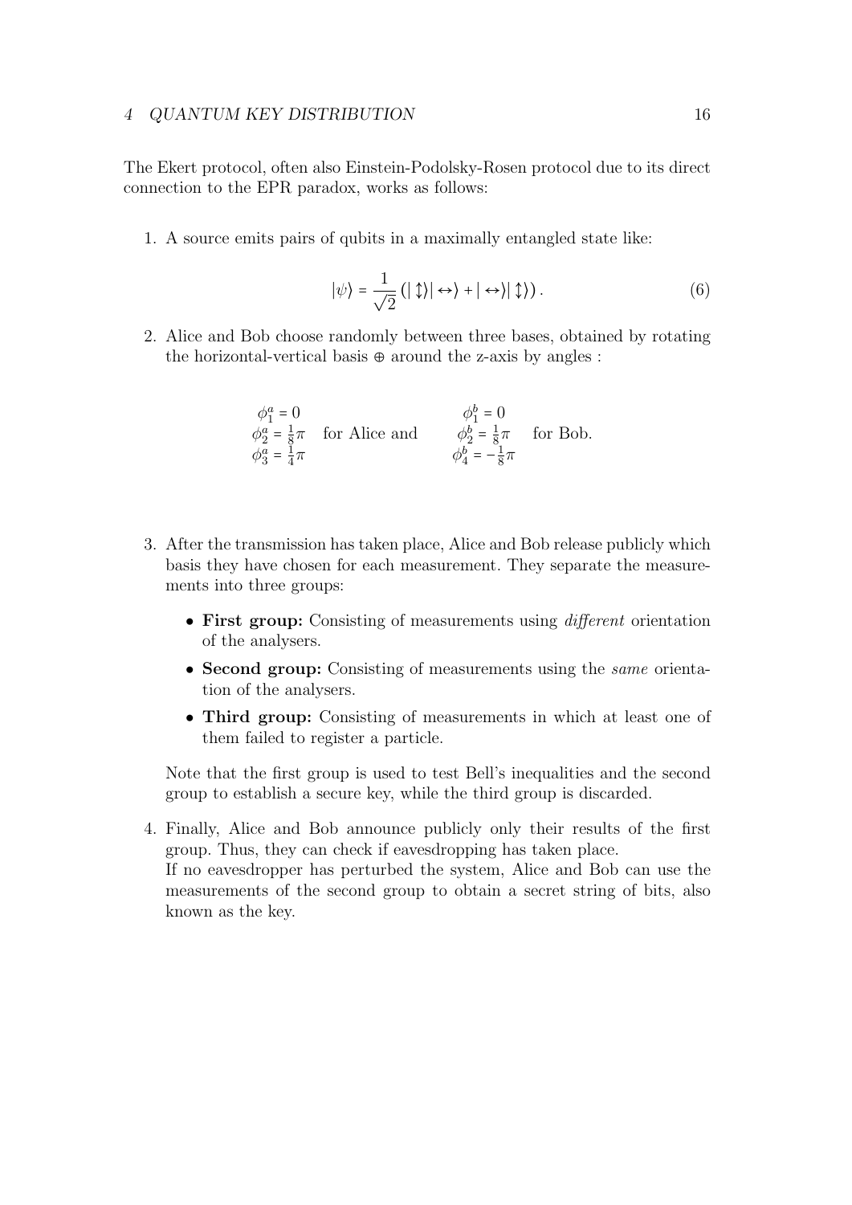The Ekert protocol, often also Einstein-Podolsky-Rosen protocol due to its direct connection to the EPR paradox, works as follows:

1. A source emits pairs of qubits in a maximally entangled state like:

$$|\psi\rangle = \frac{1}{\sqrt{2}} \left( |\updownarrow\rangle |\leftrightarrow\rangle + |\leftrightarrow\rangle |\updownarrow\rangle \right). \tag{6}$$

2. Alice and Bob choose randomly between three bases, obtained by rotating the horizontal-vertical basis $\oplus$ around the z-axis by angles :

$$\begin{array}{lll} \phi_1^a = 0 & & \phi_1^b = 0 & \\ \phi_2^a = \frac{1}{8}\pi & \text{for Alice and} & \phi_2^b = \frac{1}{8}\pi & \text{for Bob.} \\ \phi_3^a = \frac{1}{4}\pi & & \phi_4^b = -\frac{1}{8}\pi & \end{array}$$

3. After the transmission has taken place, Alice and Bob release publicly which basis they have chosen for each measurement. They separate the measurements into three groups:

   - **First group:** Consisting of measurements using *different* orientation of the analysers.
   - **Second group:** Consisting of measurements using the *same* orientation of the analysers.
   - **Third group:** Consisting of measurements in which at least one of them failed to register a particle.

   Note that the first group is used to test Bell's inequalities and the second group to establish a secure key, while the third group is discarded.

4. Finally, Alice and Bob announce publicly only their results of the first group. Thus, they can check if eavesdropping has taken place.
   If no eavesdropper has perturbed the system, Alice and Bob can use the measurements of the second group to obtain a secret string of bits, also known as the key.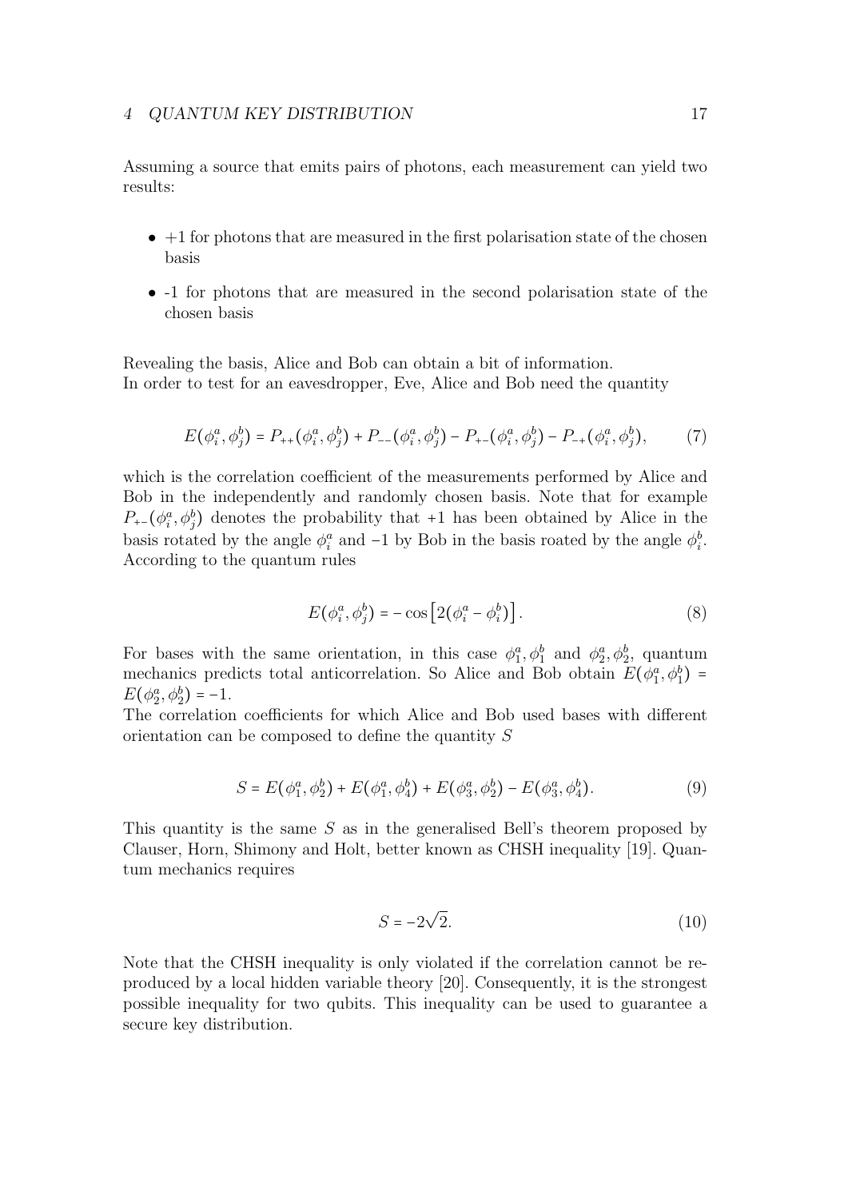Assuming a source that emits pairs of photons, each measurement can yield two results:

- +1 for photons that are measured in the first polarisation state of the chosen basis
- -1 for photons that are measured in the second polarisation state of the chosen basis

Revealing the basis, Alice and Bob can obtain a bit of information.
In order to test for an eavesdropper, Eve, Alice and Bob need the quantity

$$E(\phi_i^a, \phi_j^b) = P_{++}(\phi_i^a, \phi_j^b) + P_{--}(\phi_i^a, \phi_j^b) - P_{+-}(\phi_i^a, \phi_j^b) - P_{-+}(\phi_i^a, \phi_j^b), \tag{7}$$

which is the correlation coefficient of the measurements performed by Alice and Bob in the independently and randomly chosen basis. Note that for example $P_{+-}(\phi_i^a, \phi_j^b)$ denotes the probability that +1 has been obtained by Alice in the basis rotated by the angle $\phi_i^a$ and $-1$ by Bob in the basis roated by the angle $\phi_i^b$. According to the quantum rules

$$E(\phi_i^a, \phi_j^b) = -\cos\left[2(\phi_i^a - \phi_i^b)\right]. \tag{8}$$

For bases with the same orientation, in this case $\phi_1^a, \phi_1^b$ and $\phi_2^a, \phi_2^b$, quantum mechanics predicts total anticorrelation. So Alice and Bob obtain $E(\phi_1^a, \phi_1^b) = E(\phi_2^a, \phi_2^b) = -1$.
The correlation coefficients for which Alice and Bob used bases with different orientation can be composed to define the quantity $S$

$$S = E(\phi_1^a, \phi_2^b) + E(\phi_1^a, \phi_4^b) + E(\phi_3^a, \phi_2^b) - E(\phi_3^a, \phi_4^b). \tag{9}$$

This quantity is the same $S$ as in the generalised Bell's theorem proposed by Clauser, Horn, Shimony and Holt, better known as CHSH inequality [19]. Quantum mechanics requires

$$S = -2\sqrt{2}. \tag{10}$$

Note that the CHSH inequality is only violated if the correlation cannot be reproduced by a local hidden variable theory [20]. Consequently, it is the strongest possible inequality for two qubits. This inequality can be used to guarantee a secure key distribution.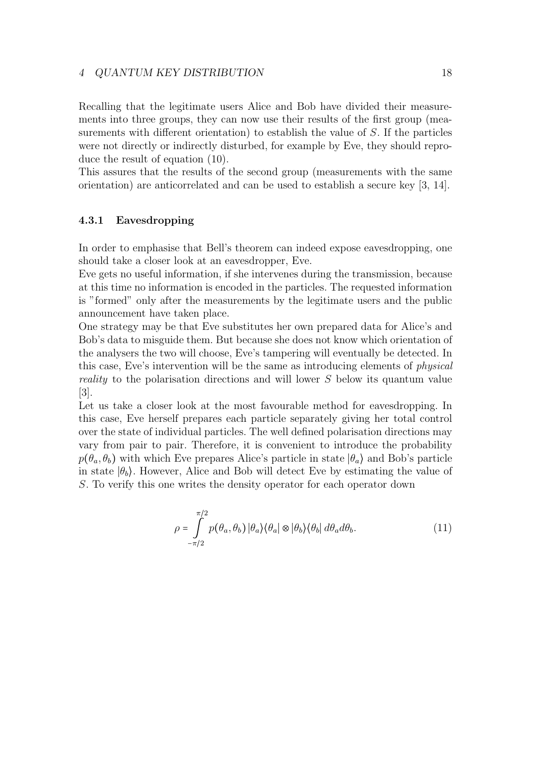Recalling that the legitimate users Alice and Bob have divided their measurements into three groups, they can now use their results of the first group (measurements with different orientation) to establish the value of $S$. If the particles were not directly or indirectly disturbed, for example by Eve, they should reproduce the result of equation (10).
This assures that the results of the second group (measurements with the same orientation) are anticorrelated and can be used to establish a secure key [3, 14].

### 4.3.1 Eavesdropping

In order to emphasise that Bell's theorem can indeed expose eavesdropping, one should take a closer look at an eavesdropper, Eve.
Eve gets no useful information, if she intervenes during the transmission, because at this time no information is encoded in the particles. The requested information is "formed" only after the measurements by the legitimate users and the public announcement have taken place.
One strategy may be that Eve substitutes her own prepared data for Alice's and Bob's data to misguide them. But because she does not know which orientation of the analysers the two will choose, Eve's tampering will eventually be detected. In this case, Eve's intervention will be the same as introducing elements of *physical reality* to the polarisation directions and will lower $S$ below its quantum value [3].
Let us take a closer look at the most favourable method for eavesdropping. In this case, Eve herself prepares each particle separately giving her total control over the state of individual particles. The well defined polarisation directions may vary from pair to pair. Therefore, it is convenient to introduce the probability $p(\theta_a, \theta_b)$ with which Eve prepares Alice's particle in state $|\theta_a\rangle$ and Bob's particle in state $|\theta_b\rangle$. However, Alice and Bob will detect Eve by estimating the value of $S$. To verify this one writes the density operator for each operator down

$$\rho = \int_{-\pi/2}^{\pi/2} p(\theta_a, \theta_b)\, |\theta_a\rangle\langle\theta_a| \otimes |\theta_b\rangle\langle\theta_b|\, d\theta_a d\theta_b. \tag{11}$$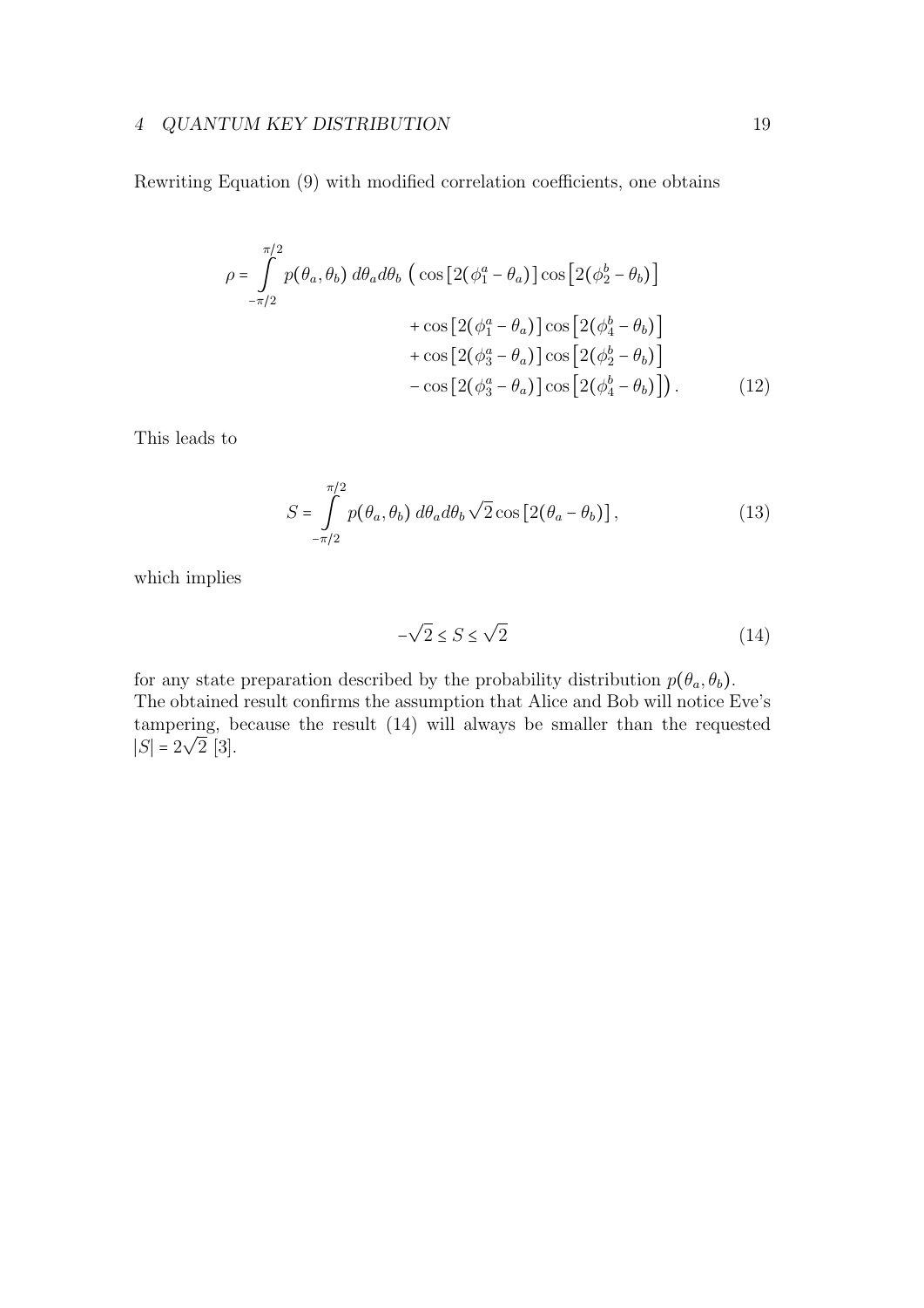Rewriting Equation (9) with modified correlation coefficients, one obtains

$$
\begin{aligned}
\rho = \int_{-\pi/2}^{\pi/2} p(\theta_a, \theta_b)\, d\theta_a d\theta_b \,\Big( & \cos\left[2(\phi_1^a - \theta_a)\right] \cos\left[2(\phi_2^b - \theta_b)\right] \\
& + \cos\left[2(\phi_1^a - \theta_a)\right] \cos\left[2(\phi_4^b - \theta_b)\right] \\
& + \cos\left[2(\phi_3^a - \theta_a)\right] \cos\left[2(\phi_2^b - \theta_b)\right] \\
& - \cos\left[2(\phi_3^a - \theta_a)\right] \cos\left[2(\phi_4^b - \theta_b)\right] \Big) .
\end{aligned} \tag{12}
$$

This leads to

$$
S = \int_{-\pi/2}^{\pi/2} p(\theta_a, \theta_b)\, d\theta_a d\theta_b \sqrt{2} \cos\left[2(\theta_a - \theta_b)\right], \tag{13}
$$

which implies

$$
-\sqrt{2} \le S \le \sqrt{2} \tag{14}
$$

for any state preparation described by the probability distribution $p(\theta_a, \theta_b)$. The obtained result confirms the assumption that Alice and Bob will notice Eve's tampering, because the result (14) will always be smaller than the requested $|S| = 2\sqrt{2}$ [3].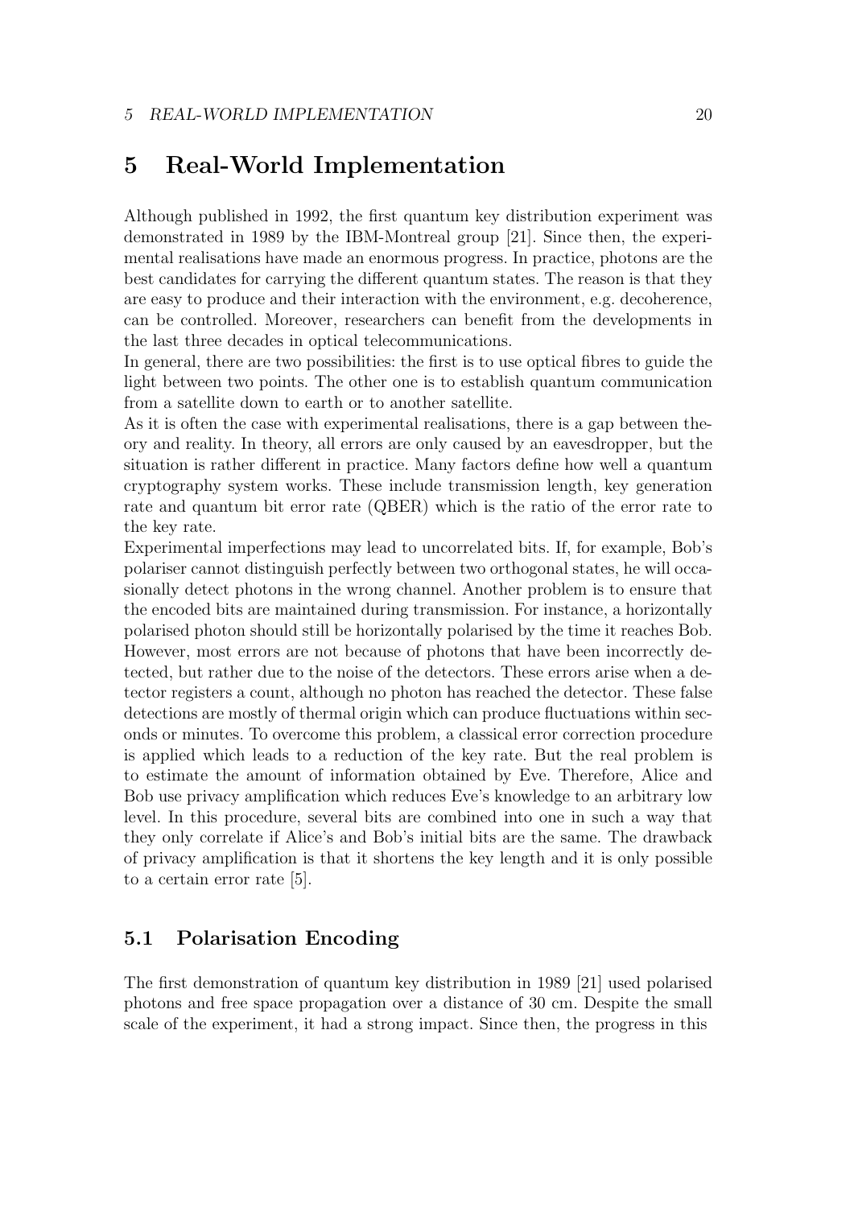# 5 Real-World Implementation

Although published in 1992, the first quantum key distribution experiment was demonstrated in 1989 by the IBM-Montreal group [21]. Since then, the experimental realisations have made an enormous progress. In practice, photons are the best candidates for carrying the different quantum states. The reason is that they are easy to produce and their interaction with the environment, e.g. decoherence, can be controlled. Moreover, researchers can benefit from the developments in the last three decades in optical telecommunications.
In general, there are two possibilities: the first is to use optical fibres to guide the light between two points. The other one is to establish quantum communication from a satellite down to earth or to another satellite.
As it is often the case with experimental realisations, there is a gap between theory and reality. In theory, all errors are only caused by an eavesdropper, but the situation is rather different in practice. Many factors define how well a quantum cryptography system works. These include transmission length, key generation rate and quantum bit error rate (QBER) which is the ratio of the error rate to the key rate.
Experimental imperfections may lead to uncorrelated bits. If, for example, Bob's polariser cannot distinguish perfectly between two orthogonal states, he will occasionally detect photons in the wrong channel. Another problem is to ensure that the encoded bits are maintained during transmission. For instance, a horizontally polarised photon should still be horizontally polarised by the time it reaches Bob. However, most errors are not because of photons that have been incorrectly detected, but rather due to the noise of the detectors. These errors arise when a detector registers a count, although no photon has reached the detector. These false detections are mostly of thermal origin which can produce fluctuations within seconds or minutes. To overcome this problem, a classical error correction procedure is applied which leads to a reduction of the key rate. But the real problem is to estimate the amount of information obtained by Eve. Therefore, Alice and Bob use privacy amplification which reduces Eve's knowledge to an arbitrary low level. In this procedure, several bits are combined into one in such a way that they only correlate if Alice's and Bob's initial bits are the same. The drawback of privacy amplification is that it shortens the key length and it is only possible to a certain error rate [5].

## 5.1 Polarisation Encoding

The first demonstration of quantum key distribution in 1989 [21] used polarised photons and free space propagation over a distance of 30 cm. Despite the small scale of the experiment, it had a strong impact. Since then, the progress in this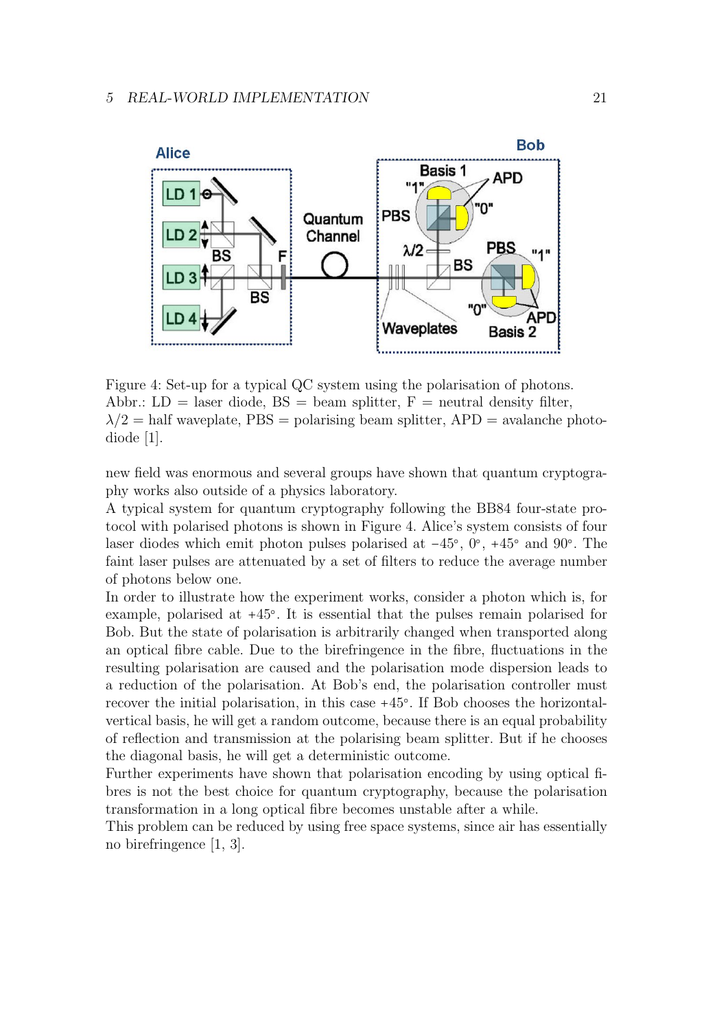Figure 4: Set-up for a typical QC system using the polarisation of photons. Abbr.: LD = laser diode, BS = beam splitter, F = neutral density filter, $\lambda/2$ = half waveplate, PBS = polarising beam splitter, APD = avalanche photodiode [1].

new field was enormous and several groups have shown that quantum cryptography works also outside of a physics laboratory.

A typical system for quantum cryptography following the BB84 four-state protocol with polarised photons is shown in Figure 4. Alice's system consists of four laser diodes which emit photon pulses polarised at $-45°$, $0°$, $+45°$ and $90°$. The faint laser pulses are attenuated by a set of filters to reduce the average number of photons below one.

In order to illustrate how the experiment works, consider a photon which is, for example, polarised at $+45°$. It is essential that the pulses remain polarised for Bob. But the state of polarisation is arbitrarily changed when transported along an optical fibre cable. Due to the birefringence in the fibre, fluctuations in the resulting polarisation are caused and the polarisation mode dispersion leads to a reduction of the polarisation. At Bob's end, the polarisation controller must recover the initial polarisation, in this case $+45°$. If Bob chooses the horizontal-vertical basis, he will get a random outcome, because there is an equal probability of reflection and transmission at the polarising beam splitter. But if he chooses the diagonal basis, he will get a deterministic outcome.

Further experiments have shown that polarisation encoding by using optical fibres is not the best choice for quantum cryptography, because the polarisation transformation in a long optical fibre becomes unstable after a while.

This problem can be reduced by using free space systems, since air has essentially no birefringence [1, 3].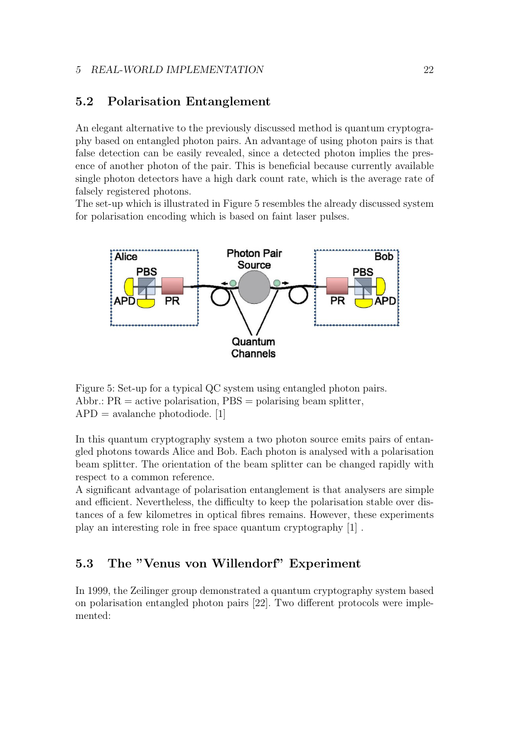## 5.2 Polarisation Entanglement

An elegant alternative to the previously discussed method is quantum cryptography based on entangled photon pairs. An advantage of using photon pairs is that false detection can be easily revealed, since a detected photon implies the presence of another photon of the pair. This is beneficial because currently available single photon detectors have a high dark count rate, which is the average rate of falsely registered photons.
The set-up which is illustrated in Figure 5 resembles the already discussed system for polarisation encoding which is based on faint laser pulses.

Figure 5: Set-up for a typical QC system using entangled photon pairs.
Abbr.: PR = active polarisation, PBS = polarising beam splitter,
APD = avalanche photodiode. [1]

In this quantum cryptography system a two photon source emits pairs of entangled photons towards Alice and Bob. Each photon is analysed with a polarisation beam splitter. The orientation of the beam splitter can be changed rapidly with respect to a common reference.
A significant advantage of polarisation entanglement is that analysers are simple and efficient. Nevertheless, the difficulty to keep the polarisation stable over distances of a few kilometres in optical fibres remains. However, these experiments play an interesting role in free space quantum cryptography [1] .

## 5.3 The "Venus von Willendorf" Experiment

In 1999, the Zeilinger group demonstrated a quantum cryptography system based on polarisation entangled photon pairs [22]. Two different protocols were implemented: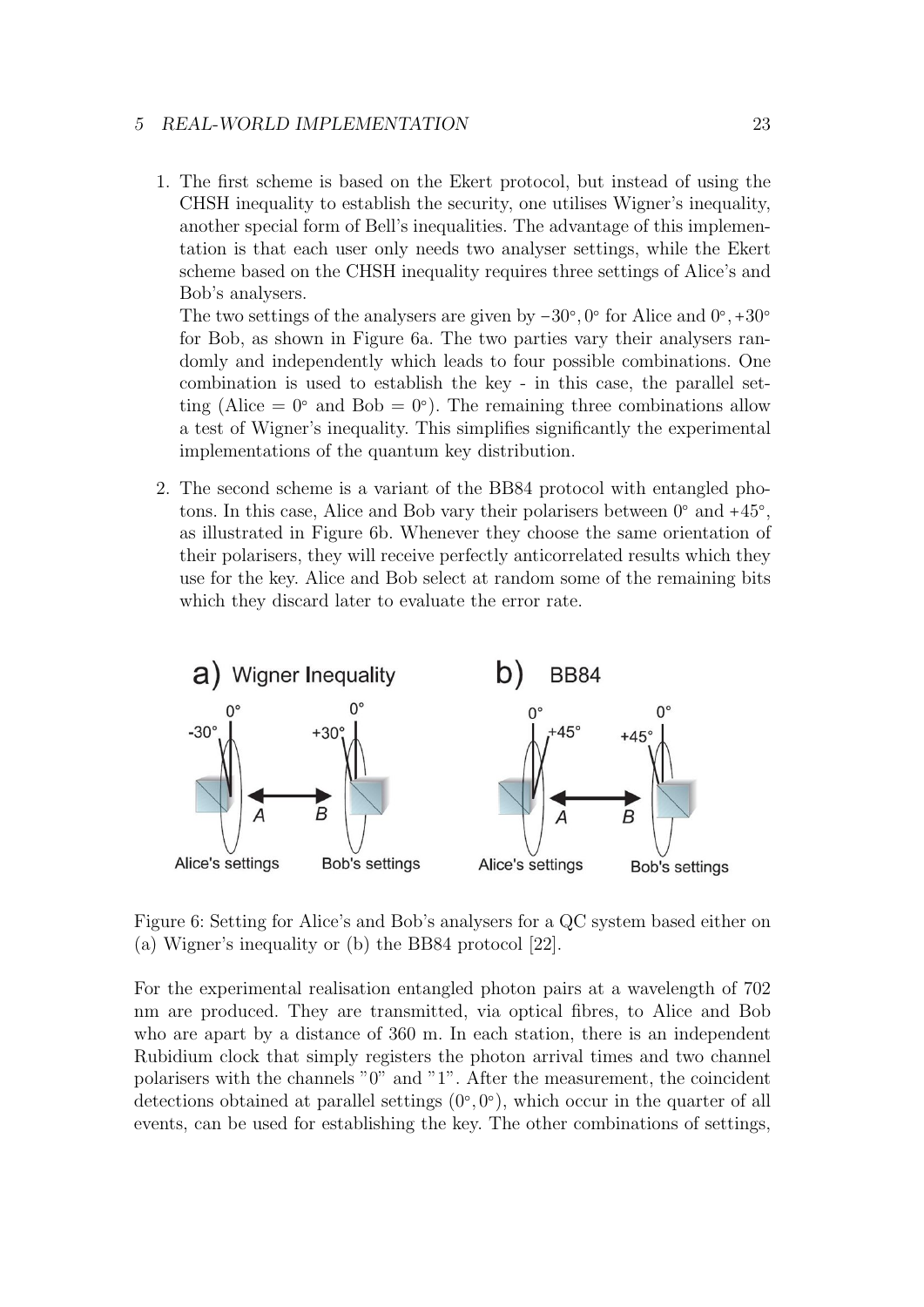1. The first scheme is based on the Ekert protocol, but instead of using the CHSH inequality to establish the security, one utilises Wigner's inequality, another special form of Bell's inequalities. The advantage of this implementation is that each user only needs two analyser settings, while the Ekert scheme based on the CHSH inequality requires three settings of Alice's and Bob's analysers.
   The two settings of the analysers are given by $-30°, 0°$ for Alice and $0°, +30°$ for Bob, as shown in Figure 6a. The two parties vary their analysers randomly and independently which leads to four possible combinations. One combination is used to establish the key - in this case, the parallel setting (Alice = $0°$ and Bob = $0°$). The remaining three combinations allow a test of Wigner's inequality. This simplifies significantly the experimental implementations of the quantum key distribution.

2. The second scheme is a variant of the BB84 protocol with entangled photons. In this case, Alice and Bob vary their polarisers between $0°$ and $+45°$, as illustrated in Figure 6b. Whenever they choose the same orientation of their polarisers, they will receive perfectly anticorrelated results which they use for the key. Alice and Bob select at random some of the remaining bits which they discard later to evaluate the error rate.

Figure 6: Setting for Alice's and Bob's analysers for a QC system based either on (a) Wigner's inequality or (b) the BB84 protocol [22].

For the experimental realisation entangled photon pairs at a wavelength of 702 nm are produced. They are transmitted, via optical fibres, to Alice and Bob who are apart by a distance of 360 m. In each station, there is an independent Rubidium clock that simply registers the photon arrival times and two channel polarisers with the channels "0" and "1". After the measurement, the coincident detections obtained at parallel settings $(0°, 0°)$, which occur in the quarter of all events, can be used for establishing the key. The other combinations of settings,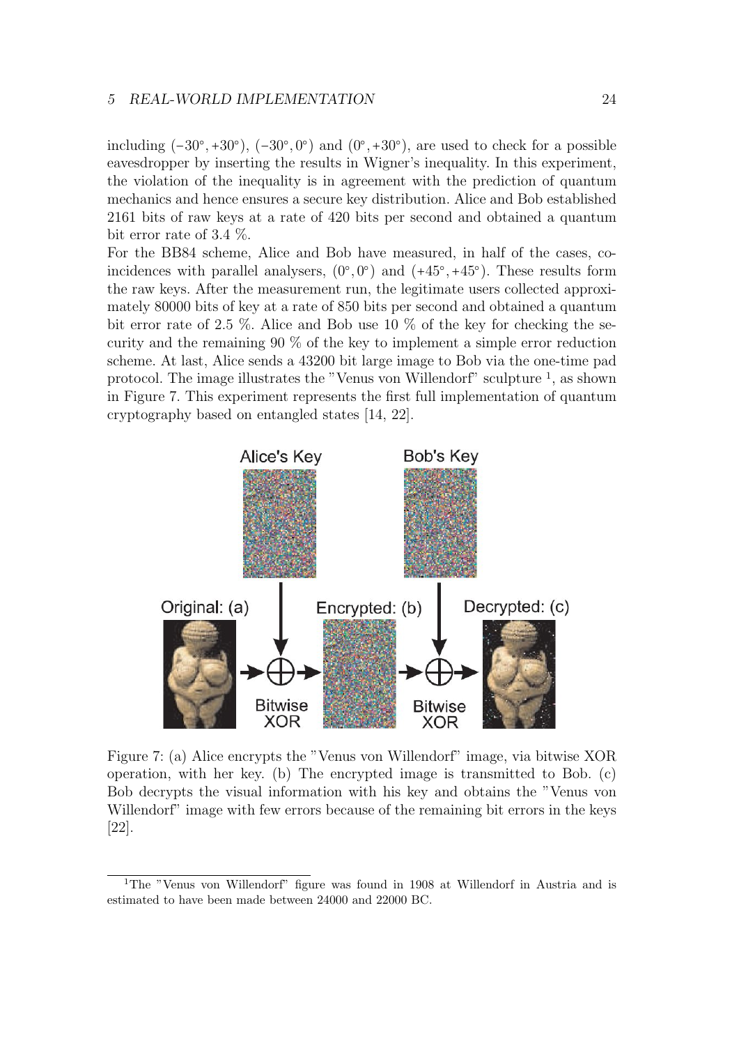including $(-30^\circ, +30^\circ)$, $(-30^\circ, 0^\circ)$ and $(0^\circ, +30^\circ)$, are used to check for a possible eavesdropper by inserting the results in Wigner's inequality. In this experiment, the violation of the inequality is in agreement with the prediction of quantum mechanics and hence ensures a secure key distribution. Alice and Bob established 2161 bits of raw keys at a rate of 420 bits per second and obtained a quantum bit error rate of 3.4 %.

For the BB84 scheme, Alice and Bob have measured, in half of the cases, coincidences with parallel analysers, $(0^\circ, 0^\circ)$ and $(+45^\circ, +45^\circ)$. These results form the raw keys. After the measurement run, the legitimate users collected approximately 80000 bits of key at a rate of 850 bits per second and obtained a quantum bit error rate of 2.5 %. Alice and Bob use 10 % of the key for checking the security and the remaining 90 % of the key to implement a simple error reduction scheme. At last, Alice sends a 43200 bit large image to Bob via the one-time pad protocol. The image illustrates the "Venus von Willendorf" sculpture [1], as shown in Figure 7. This experiment represents the first full implementation of quantum cryptography based on entangled states [14, 22].

Figure 7: (a) Alice encrypts the "Venus von Willendorf" image, via bitwise XOR operation, with her key. (b) The encrypted image is transmitted to Bob. (c) Bob decrypts the visual information with his key and obtains the "Venus von Willendorf" image with few errors because of the remaining bit errors in the keys [22].

[1] The "Venus von Willendorf" figure was found in 1908 at Willendorf in Austria and is estimated to have been made between 24000 and 22000 BC.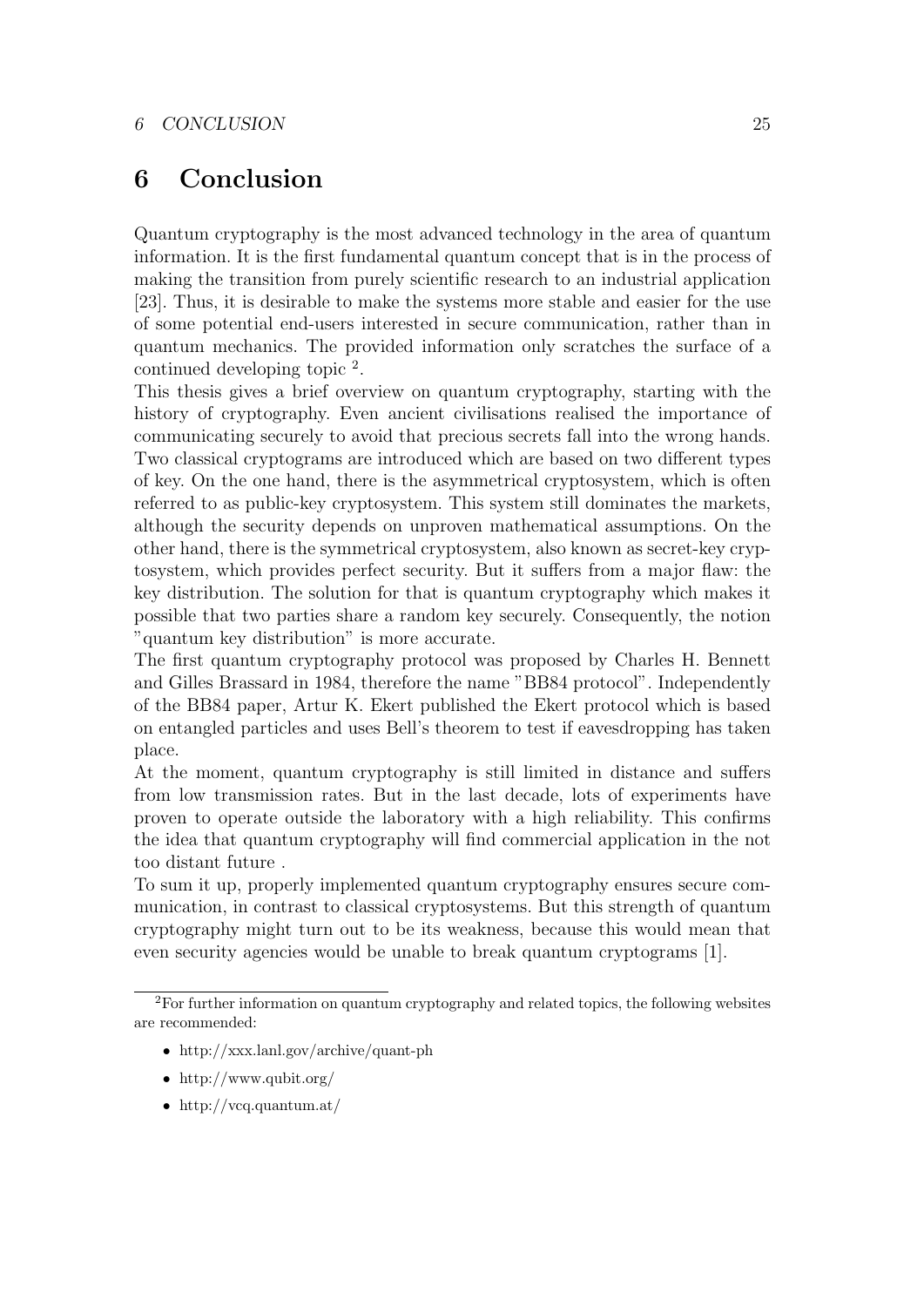# 6 Conclusion

Quantum cryptography is the most advanced technology in the area of quantum information. It is the first fundamental quantum concept that is in the process of making the transition from purely scientific research to an industrial application [23]. Thus, it is desirable to make the systems more stable and easier for the use of some potential end-users interested in secure communication, rather than in quantum mechanics. The provided information only scratches the surface of a continued developing topic [2].

This thesis gives a brief overview on quantum cryptography, starting with the history of cryptography. Even ancient civilisations realised the importance of communicating securely to avoid that precious secrets fall into the wrong hands. Two classical cryptograms are introduced which are based on two different types of key. On the one hand, there is the asymmetrical cryptosystem, which is often referred to as public-key cryptosystem. This system still dominates the markets, although the security depends on unproven mathematical assumptions. On the other hand, there is the symmetrical cryptosystem, also known as secret-key cryptosystem, which provides perfect security. But it suffers from a major flaw: the key distribution. The solution for that is quantum cryptography which makes it possible that two parties share a random key securely. Consequently, the notion "quantum key distribution" is more accurate.

The first quantum cryptography protocol was proposed by Charles H. Bennett and Gilles Brassard in 1984, therefore the name "BB84 protocol". Independently of the BB84 paper, Artur K. Ekert published the Ekert protocol which is based on entangled particles and uses Bell's theorem to test if eavesdropping has taken place.

At the moment, quantum cryptography is still limited in distance and suffers from low transmission rates. But in the last decade, lots of experiments have proven to operate outside the laboratory with a high reliability. This confirms the idea that quantum cryptography will find commercial application in the not too distant future .

To sum it up, properly implemented quantum cryptography ensures secure communication, in contrast to classical cryptosystems. But this strength of quantum cryptography might turn out to be its weakness, because this would mean that even security agencies would be unable to break quantum cryptograms [1].

---

[2] For further information on quantum cryptography and related topics, the following websites are recommended:

- http://xxx.lanl.gov/archive/quant-ph
- http://www.qubit.org/
- http://vcq.quantum.at/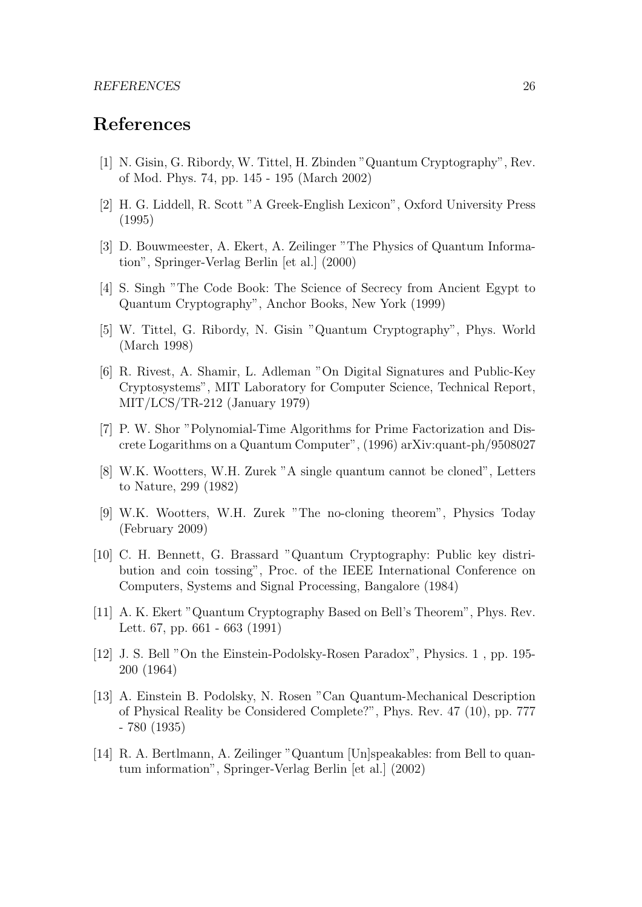# References

[1] N. Gisin, G. Ribordy, W. Tittel, H. Zbinden "Quantum Cryptography", Rev. of Mod. Phys. 74, pp. 145 - 195 (March 2002)

[2] H. G. Liddell, R. Scott "A Greek-English Lexicon", Oxford University Press (1995)

[3] D. Bouwmeester, A. Ekert, A. Zeilinger "The Physics of Quantum Information", Springer-Verlag Berlin [et al.] (2000)

[4] S. Singh "The Code Book: The Science of Secrecy from Ancient Egypt to Quantum Cryptography", Anchor Books, New York (1999)

[5] W. Tittel, G. Ribordy, N. Gisin "Quantum Cryptography", Phys. World (March 1998)

[6] R. Rivest, A. Shamir, L. Adleman "On Digital Signatures and Public-Key Cryptosystems", MIT Laboratory for Computer Science, Technical Report, MIT/LCS/TR-212 (January 1979)

[7] P. W. Shor "Polynomial-Time Algorithms for Prime Factorization and Discrete Logarithms on a Quantum Computer", (1996) arXiv:quant-ph/9508027

[8] W.K. Wootters, W.H. Zurek "A single quantum cannot be cloned", Letters to Nature, 299 (1982)

[9] W.K. Wootters, W.H. Zurek "The no-cloning theorem", Physics Today (February 2009)

[10] C. H. Bennett, G. Brassard "Quantum Cryptography: Public key distribution and coin tossing", Proc. of the IEEE International Conference on Computers, Systems and Signal Processing, Bangalore (1984)

[11] A. K. Ekert "Quantum Cryptography Based on Bell's Theorem", Phys. Rev. Lett. 67, pp. 661 - 663 (1991)

[12] J. S. Bell "On the Einstein-Podolsky-Rosen Paradox", Physics. 1 , pp. 195-200 (1964)

[13] A. Einstein B. Podolsky, N. Rosen "Can Quantum-Mechanical Description of Physical Reality be Considered Complete?", Phys. Rev. 47 (10), pp. 777 - 780 (1935)

[14] R. A. Bertlmann, A. Zeilinger "Quantum [Un]speakables: from Bell to quantum information", Springer-Verlag Berlin [et al.] (2002)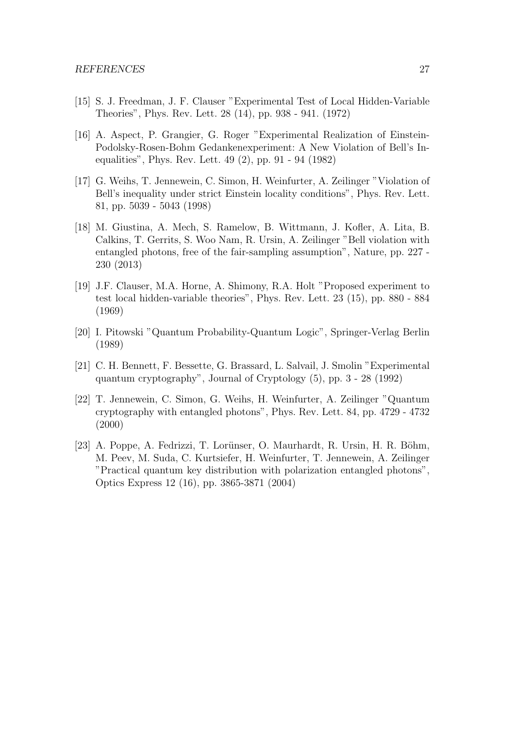[15] S. J. Freedman, J. F. Clauser "Experimental Test of Local Hidden-Variable Theories", Phys. Rev. Lett. 28 (14), pp. 938 - 941. (1972)

[16] A. Aspect, P. Grangier, G. Roger "Experimental Realization of Einstein-Podolsky-Rosen-Bohm Gedankenexperiment: A New Violation of Bell's Inequalities", Phys. Rev. Lett. 49 (2), pp. 91 - 94 (1982)

[17] G. Weihs, T. Jennewein, C. Simon, H. Weinfurter, A. Zeilinger "Violation of Bell's inequality under strict Einstein locality conditions", Phys. Rev. Lett. 81, pp. 5039 - 5043 (1998)

[18] M. Giustina, A. Mech, S. Ramelow, B. Wittmann, J. Kofler, A. Lita, B. Calkins, T. Gerrits, S. Woo Nam, R. Ursin, A. Zeilinger "Bell violation with entangled photons, free of the fair-sampling assumption", Nature, pp. 227 - 230 (2013)

[19] J.F. Clauser, M.A. Horne, A. Shimony, R.A. Holt "Proposed experiment to test local hidden-variable theories", Phys. Rev. Lett. 23 (15), pp. 880 - 884 (1969)

[20] I. Pitowski "Quantum Probability-Quantum Logic", Springer-Verlag Berlin (1989)

[21] C. H. Bennett, F. Bessette, G. Brassard, L. Salvail, J. Smolin "Experimental quantum cryptography", Journal of Cryptology (5), pp. 3 - 28 (1992)

[22] T. Jennewein, C. Simon, G. Weihs, H. Weinfurter, A. Zeilinger "Quantum cryptography with entangled photons", Phys. Rev. Lett. 84, pp. 4729 - 4732 (2000)

[23] A. Poppe, A. Fedrizzi, T. Lorünser, O. Maurhardt, R. Ursin, H. R. Böhm, M. Peev, M. Suda, C. Kurtsiefer, H. Weinfurter, T. Jennewein, A. Zeilinger "Practical quantum key distribution with polarization entangled photons", Optics Express 12 (16), pp. 3865-3871 (2004)